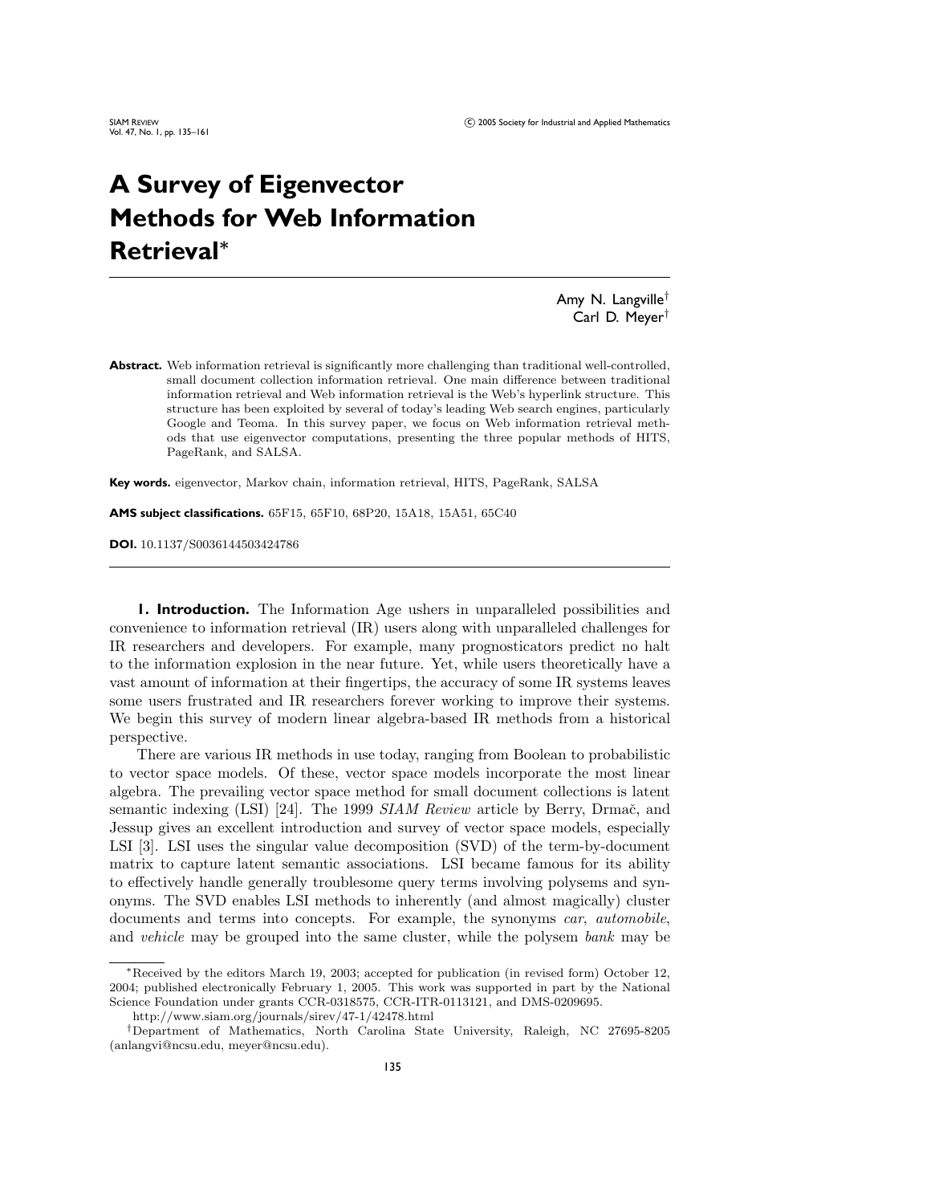# A Survey of Eigenvector Methods for Web Information Retrieval*

Amy N. Langville[†]
Carl D. Meyer[†]

**Abstract.** Web information retrieval is significantly more challenging than traditional well-controlled, small document collection information retrieval. One main difference between traditional information retrieval and Web information retrieval is the Web's hyperlink structure. This structure has been exploited by several of today's leading Web search engines, particularly Google and Teoma. In this survey paper, we focus on Web information retrieval methods that use eigenvector computations, presenting the three popular methods of HITS, PageRank, and SALSA.

**Key words.** eigenvector, Markov chain, information retrieval, HITS, PageRank, SALSA

**AMS subject classifications.** 65F15, 65F10, 68P20, 15A18, 15A51, 65C40

**DOI.** 10.1137/S0036144503424786

## 1. Introduction.

The Information Age ushers in unparalleled possibilities and convenience to information retrieval (IR) users along with unparalleled challenges for IR researchers and developers. For example, many prognosticators predict no halt to the information explosion in the near future. Yet, while users theoretically have a vast amount of information at their fingertips, the accuracy of some IR systems leaves some users frustrated and IR researchers forever working to improve their systems. We begin this survey of modern linear algebra-based IR methods from a historical perspective.

There are various IR methods in use today, ranging from Boolean to probabilistic to vector space models. Of these, vector space models incorporate the most linear algebra. The prevailing vector space method for small document collections is latent semantic indexing (LSI) [24]. The 1999 *SIAM Review* article by Berry, Drmač, and Jessup gives an excellent introduction and survey of vector space models, especially LSI [3]. LSI uses the singular value decomposition (SVD) of the term-by-document matrix to capture latent semantic associations. LSI became famous for its ability to effectively handle generally troublesome query terms involving polysems and synonyms. The SVD enables LSI methods to inherently (and almost magically) cluster documents and terms into concepts. For example, the synonyms *car*, *automobile*, and *vehicle* may be grouped into the same cluster, while the polysem *bank* may be

---

*Received by the editors March 19, 2003; accepted for publication (in revised form) October 12, 2004; published electronically February 1, 2005. This work was supported in part by the National Science Foundation under grants CCR-0318575, CCR-ITR-0113121, and DMS-0209695.
http://www.siam.org/journals/sirev/47-1/42478.html

[†]Department of Mathematics, North Carolina State University, Raleigh, NC 27695-8205 (anlangvi@ncsu.edu, meyer@ncsu.edu).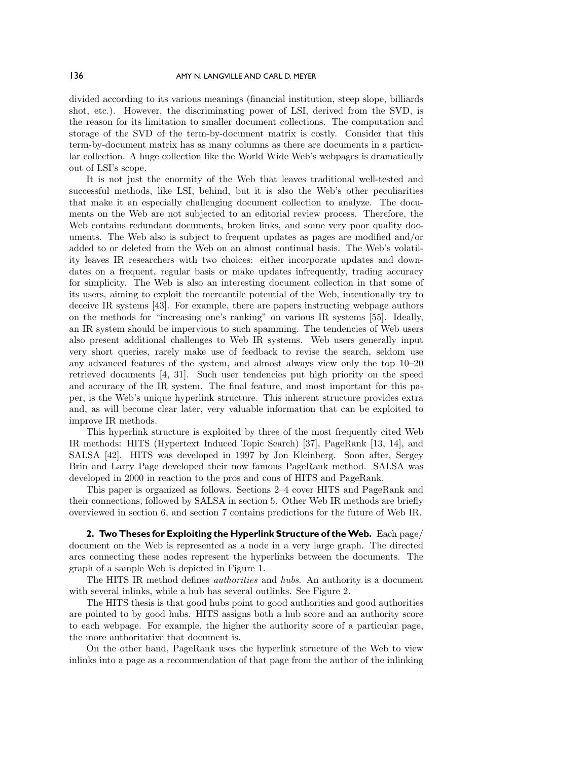divided according to its various meanings (financial institution, steep slope, billiards shot, etc.). However, the discriminating power of LSI, derived from the SVD, is the reason for its limitation to smaller document collections. The computation and storage of the SVD of the term-by-document matrix is costly. Consider that this term-by-document matrix has as many columns as there are documents in a particular collection. A huge collection like the World Wide Web's webpages is dramatically out of LSI's scope.

It is not just the enormity of the Web that leaves traditional well-tested and successful methods, like LSI, behind, but it is also the Web's other peculiarities that make it an especially challenging document collection to analyze. The documents on the Web are not subjected to an editorial review process. Therefore, the Web contains redundant documents, broken links, and some very poor quality documents. The Web also is subject to frequent updates as pages are modified and/or added to or deleted from the Web on an almost continual basis. The Web's volatility leaves IR researchers with two choices: either incorporate updates and downdates on a frequent, regular basis or make updates infrequently, trading accuracy for simplicity. The Web is also an interesting document collection in that some of its users, aiming to exploit the mercantile potential of the Web, intentionally try to deceive IR systems [43]. For example, there are papers instructing webpage authors on the methods for "increasing one's ranking" on various IR systems [55]. Ideally, an IR system should be impervious to such spamming. The tendencies of Web users also present additional challenges to Web IR systems. Web users generally input very short queries, rarely make use of feedback to revise the search, seldom use any advanced features of the system, and almost always view only the top 10–20 retrieved documents [4, 31]. Such user tendencies put high priority on the speed and accuracy of the IR system. The final feature, and most important for this paper, is the Web's unique hyperlink structure. This inherent structure provides extra and, as will become clear later, very valuable information that can be exploited to improve IR methods.

This hyperlink structure is exploited by three of the most frequently cited Web IR methods: HITS (Hypertext Induced Topic Search) [37], PageRank [13, 14], and SALSA [42]. HITS was developed in 1997 by Jon Kleinberg. Soon after, Sergey Brin and Larry Page developed their now famous PageRank method. SALSA was developed in 2000 in reaction to the pros and cons of HITS and PageRank.

This paper is organized as follows. Sections 2–4 cover HITS and PageRank and their connections, followed by SALSA in section 5. Other Web IR methods are briefly overviewed in section 6, and section 7 contains predictions for the future of Web IR.

## 2. Two Theses for Exploiting the Hyperlink Structure of the Web.

Each page/document on the Web is represented as a node in a very large graph. The directed arcs connecting these nodes represent the hyperlinks between the documents. The graph of a sample Web is depicted in Figure 1.

The HITS IR method defines *authorities* and *hubs*. An authority is a document with several inlinks, while a hub has several outlinks. See Figure 2.

The HITS thesis is that good hubs point to good authorities and good authorities are pointed to by good hubs. HITS assigns both a hub score and an authority score to each webpage. For example, the higher the authority score of a particular page, the more authoritative that document is.

On the other hand, PageRank uses the hyperlink structure of the Web to view inlinks into a page as a recommendation of that page from the author of the inlinking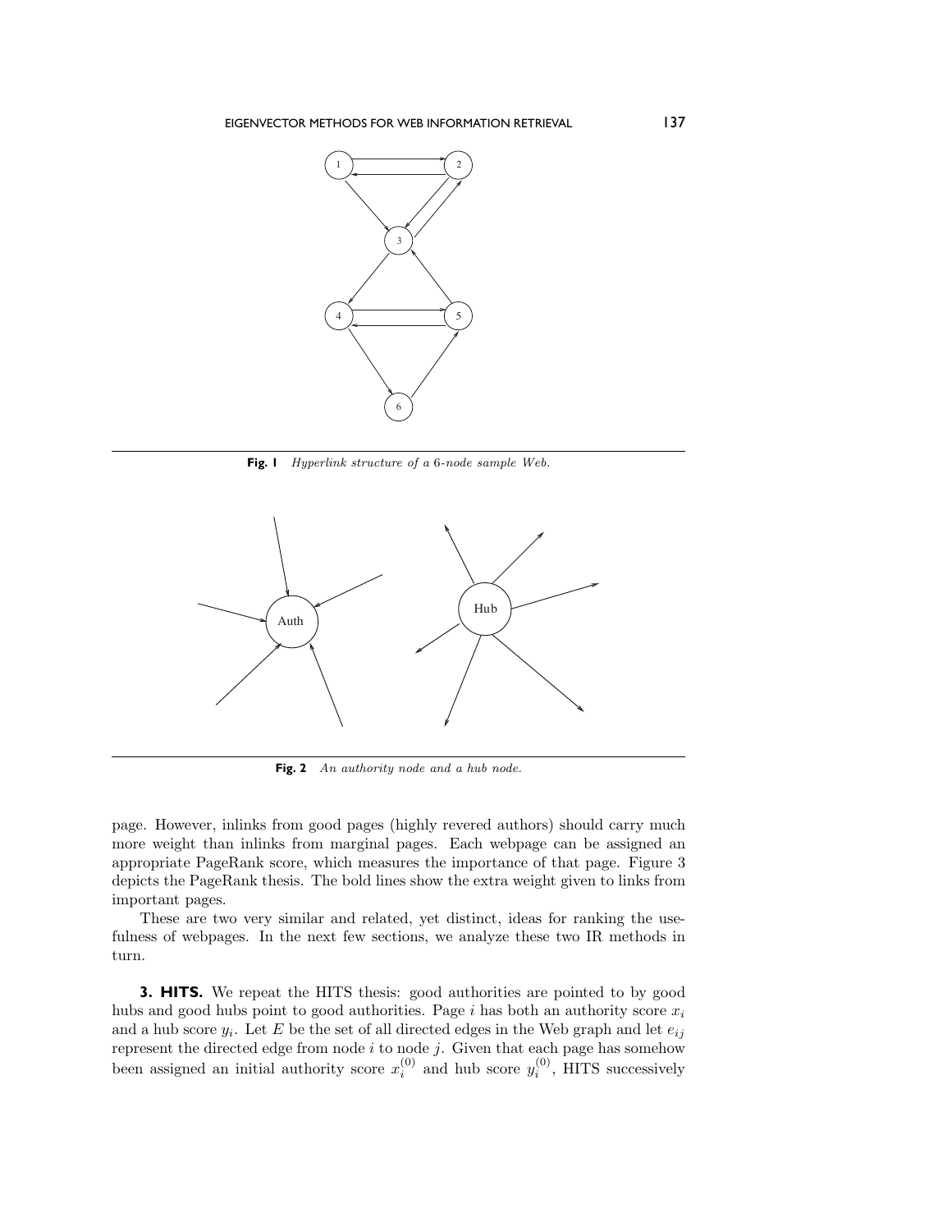**Fig. 1** *Hyperlink structure of a* 6*-node sample Web.*

**Fig. 2** *An authority node and a hub node.*

page. However, inlinks from good pages (highly revered authors) should carry much more weight than inlinks from marginal pages. Each webpage can be assigned an appropriate PageRank score, which measures the importance of that page. Figure 3 depicts the PageRank thesis. The bold lines show the extra weight given to links from important pages.

These are two very similar and related, yet distinct, ideas for ranking the usefulness of webpages. In the next few sections, we analyze these two IR methods in turn.

## 3. HITS.

We repeat the HITS thesis: good authorities are pointed to by good hubs and good hubs point to good authorities. Page $i$ has both an authority score $x_i$ and a hub score $y_i$. Let $E$ be the set of all directed edges in the Web graph and let $e_{ij}$ represent the directed edge from node $i$ to node $j$. Given that each page has somehow been assigned an initial authority score $x_i^{(0)}$ and hub score $y_i^{(0)}$, HITS successively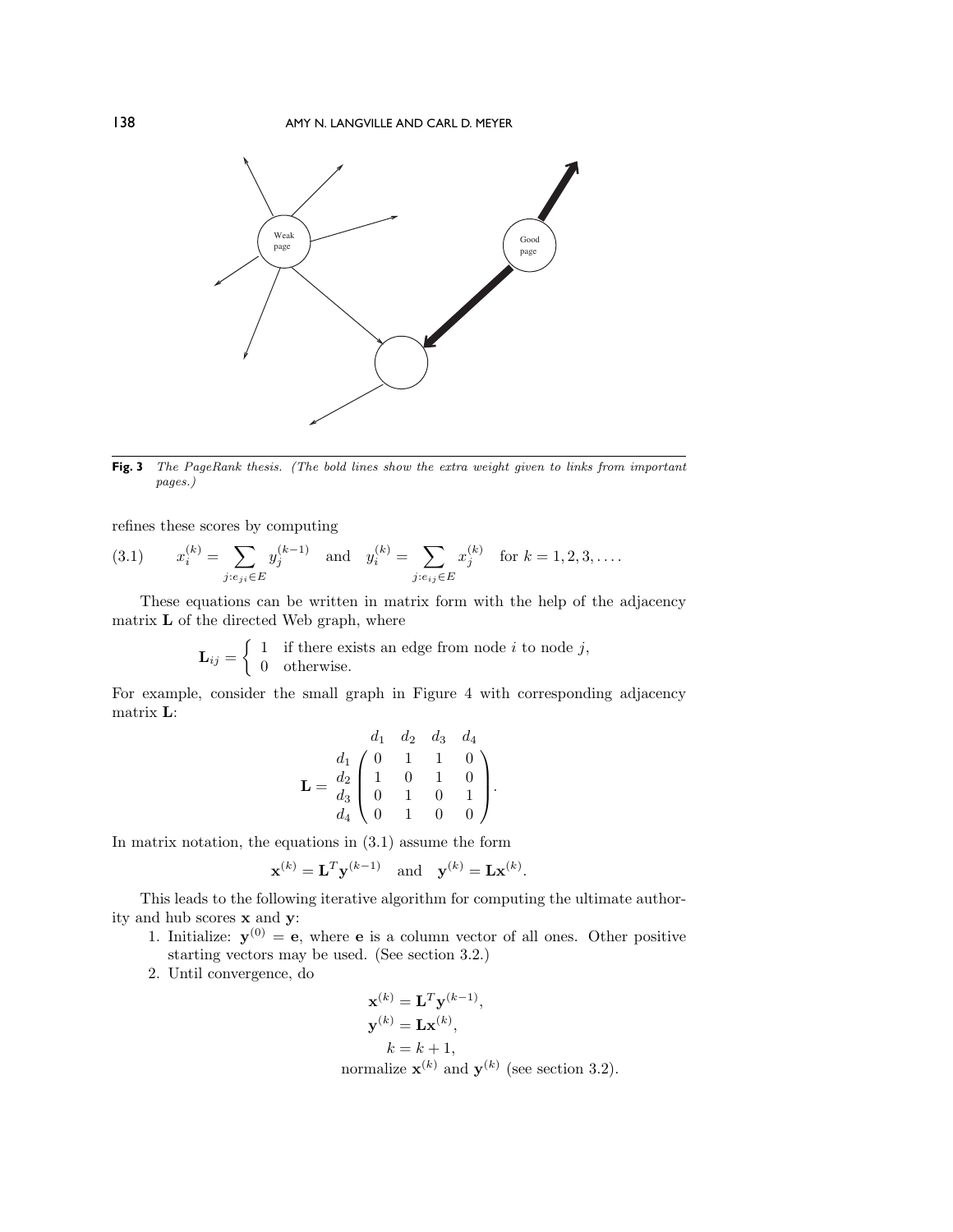Fig. 3 *The PageRank thesis. (The bold lines show the extra weight given to links from important pages.)*

refines these scores by computing

$$x_i^{(k)} = \sum_{j:e_{ji} \in E} y_j^{(k-1)} \quad \text{and} \quad y_i^{(k)} = \sum_{j:e_{ij} \in E} x_j^{(k)} \quad \text{for } k = 1, 2, 3, \ldots. \tag{3.1}$$

These equations can be written in matrix form with the help of the adjacency matrix $\mathbf{L}$ of the directed Web graph, where

$$\mathbf{L}_{ij} = \begin{cases} 1 & \text{if there exists an edge from node } i \text{ to node } j, \\ 0 & \text{otherwise.} \end{cases}$$

For example, consider the small graph in Figure 4 with corresponding adjacency matrix $\mathbf{L}$:

$$\mathbf{L} = \begin{array}{c} \\ d_1 \\ d_2 \\ d_3 \\ d_4 \end{array} \begin{array}{c} \begin{array}{cccc} d_1 & d_2 & d_3 & d_4 \end{array} \\ \begin{pmatrix} 0 & 1 & 1 & 0 \\ 1 & 0 & 1 & 0 \\ 0 & 1 & 0 & 1 \\ 0 & 1 & 0 & 0 \end{pmatrix} \end{array}.$$

In matrix notation, the equations in (3.1) assume the form

$$\mathbf{x}^{(k)} = \mathbf{L}^T \mathbf{y}^{(k-1)} \quad \text{and} \quad \mathbf{y}^{(k)} = \mathbf{L}\mathbf{x}^{(k)}.$$

This leads to the following iterative algorithm for computing the ultimate authority and hub scores $\mathbf{x}$ and $\mathbf{y}$:

1. Initialize: $\mathbf{y}^{(0)} = \mathbf{e}$, where $\mathbf{e}$ is a column vector of all ones. Other positive starting vectors may be used. (See section 3.2.)
2. Until convergence, do

$$\mathbf{x}^{(k)} = \mathbf{L}^T \mathbf{y}^{(k-1)},$$
$$\mathbf{y}^{(k)} = \mathbf{L}\mathbf{x}^{(k)},$$
$$k = k + 1,$$

normalize $\mathbf{x}^{(k)}$ and $\mathbf{y}^{(k)}$ (see section 3.2).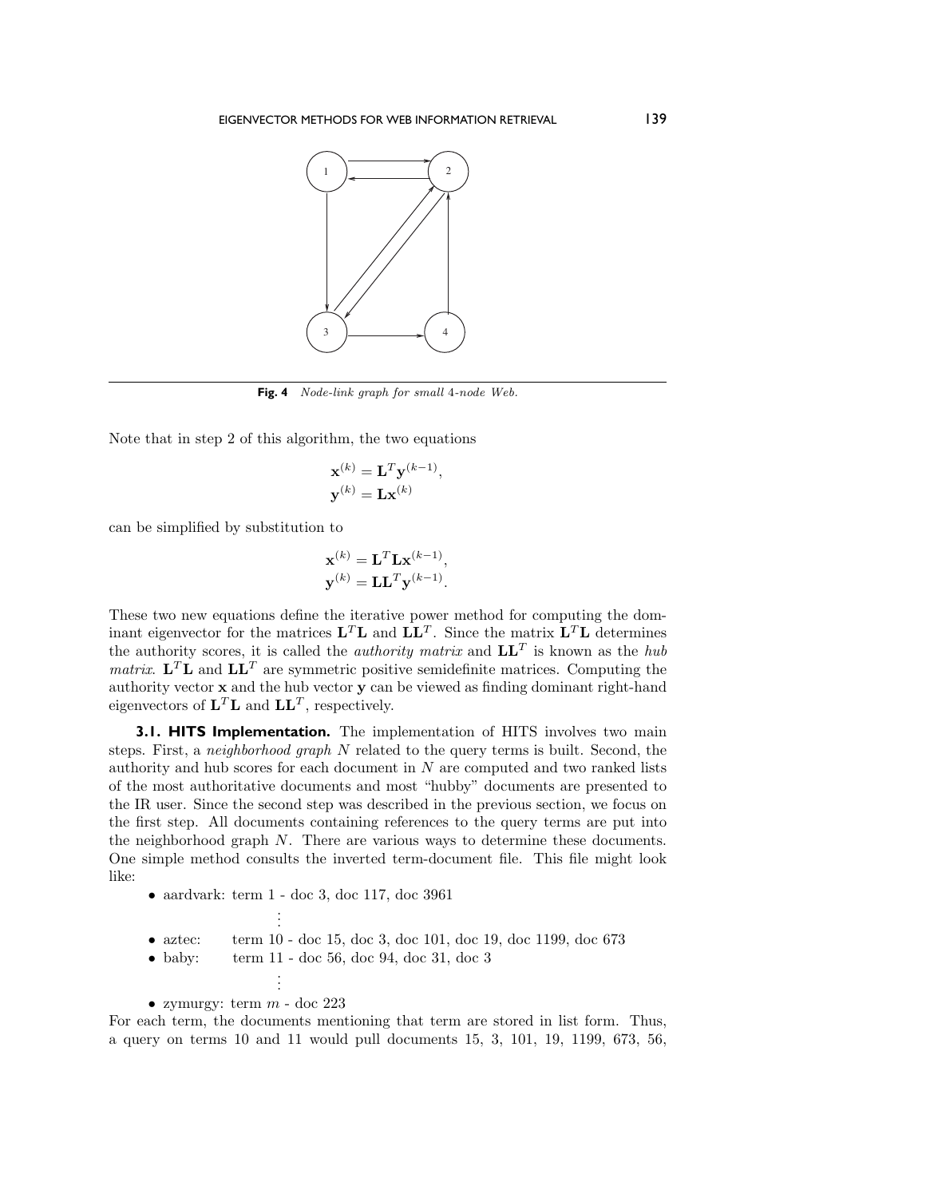**Fig. 4** *Node-link graph for small 4-node Web.*

Note that in step 2 of this algorithm, the two equations

$$\mathbf{x}^{(k)} = \mathbf{L}^T \mathbf{y}^{(k-1)},$$
$$\mathbf{y}^{(k)} = \mathbf{L}\mathbf{x}^{(k)}$$

can be simplified by substitution to

$$\mathbf{x}^{(k)} = \mathbf{L}^T \mathbf{L}\mathbf{x}^{(k-1)},$$
$$\mathbf{y}^{(k)} = \mathbf{L}\mathbf{L}^T \mathbf{y}^{(k-1)}.$$

These two new equations define the iterative power method for computing the dominant eigenvector for the matrices $\mathbf{L}^T\mathbf{L}$ and $\mathbf{L}\mathbf{L}^T$. Since the matrix $\mathbf{L}^T\mathbf{L}$ determines the authority scores, it is called the *authority matrix* and $\mathbf{L}\mathbf{L}^T$ is known as the *hub matrix*. $\mathbf{L}^T\mathbf{L}$ and $\mathbf{L}\mathbf{L}^T$ are symmetric positive semidefinite matrices. Computing the authority vector $\mathbf{x}$ and the hub vector $\mathbf{y}$ can be viewed as finding dominant right-hand eigenvectors of $\mathbf{L}^T\mathbf{L}$ and $\mathbf{L}\mathbf{L}^T$, respectively.

**3.1. HITS Implementation.** The implementation of HITS involves two main steps. First, a *neighborhood graph* $N$ related to the query terms is built. Second, the authority and hub scores for each document in $N$ are computed and two ranked lists of the most authoritative documents and most "hubby" documents are presented to the IR user. Since the second step was described in the previous section, we focus on the first step. All documents containing references to the query terms are put into the neighborhood graph $N$. There are various ways to determine these documents. One simple method consults the inverted term-document file. This file might look like:

- aardvark: term 1 - doc 3, doc 117, doc 3961

  ⋮

- aztec: term 10 - doc 15, doc 3, doc 101, doc 19, doc 1199, doc 673
- baby: term 11 - doc 56, doc 94, doc 31, doc 3

  ⋮

- zymurgy: term $m$ - doc 223

For each term, the documents mentioning that term are stored in list form. Thus, a query on terms 10 and 11 would pull documents 15, 3, 101, 19, 1199, 673, 56,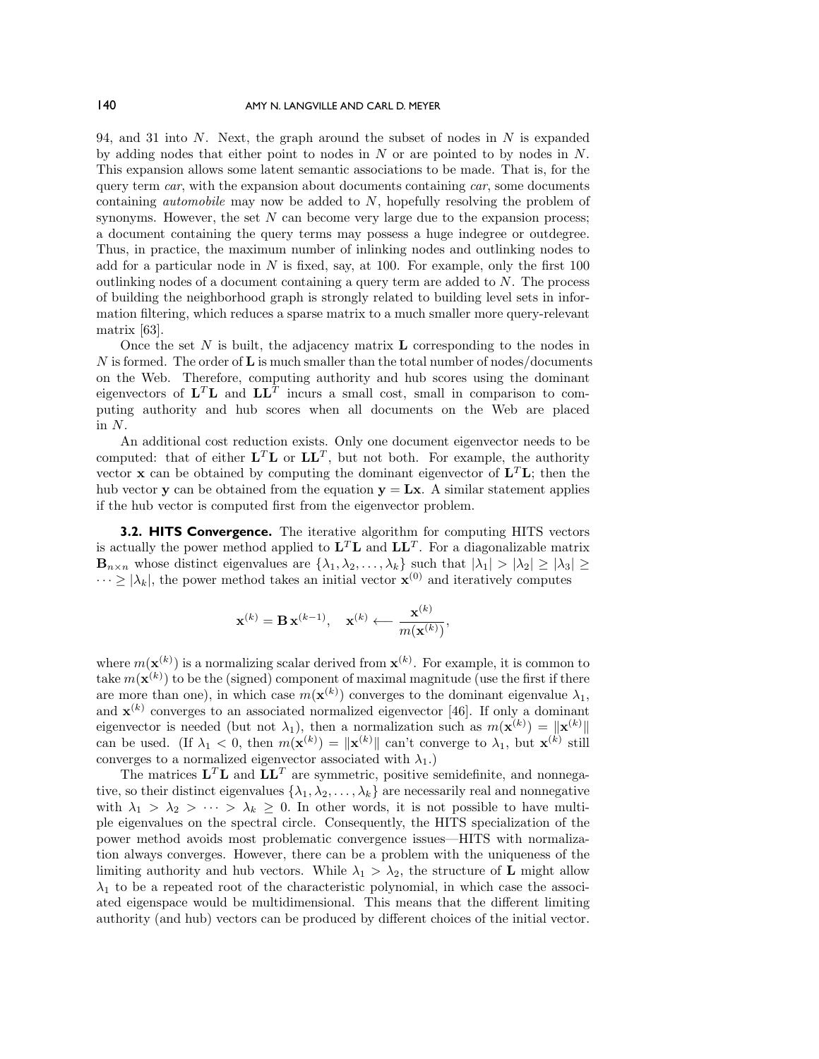94, and 31 into $N$. Next, the graph around the subset of nodes in $N$ is expanded by adding nodes that either point to nodes in $N$ or are pointed to by nodes in $N$. This expansion allows some latent semantic associations to be made. That is, for the query term *car*, with the expansion about documents containing *car*, some documents containing *automobile* may now be added to $N$, hopefully resolving the problem of synonyms. However, the set $N$ can become very large due to the expansion process; a document containing the query terms may possess a huge indegree or outdegree. Thus, in practice, the maximum number of inlinking nodes and outlinking nodes to add for a particular node in $N$ is fixed, say, at 100. For example, only the first 100 outlinking nodes of a document containing a query term are added to $N$. The process of building the neighborhood graph is strongly related to building level sets in information filtering, which reduces a sparse matrix to a much smaller more query-relevant matrix [63].

Once the set $N$ is built, the adjacency matrix $\mathbf{L}$ corresponding to the nodes in $N$ is formed. The order of $\mathbf{L}$ is much smaller than the total number of nodes/documents on the Web. Therefore, computing authority and hub scores using the dominant eigenvectors of $\mathbf{L}^T\mathbf{L}$ and $\mathbf{L}\mathbf{L}^T$ incurs a small cost, small in comparison to computing authority and hub scores when all documents on the Web are placed in $N$.

An additional cost reduction exists. Only one document eigenvector needs to be computed: that of either $\mathbf{L}^T\mathbf{L}$ or $\mathbf{L}\mathbf{L}^T$, but not both. For example, the authority vector $\mathbf{x}$ can be obtained by computing the dominant eigenvector of $\mathbf{L}^T\mathbf{L}$; then the hub vector $\mathbf{y}$ can be obtained from the equation $\mathbf{y} = \mathbf{L}\mathbf{x}$. A similar statement applies if the hub vector is computed first from the eigenvector problem.

### 3.2. HITS Convergence.

The iterative algorithm for computing HITS vectors is actually the power method applied to $\mathbf{L}^T\mathbf{L}$ and $\mathbf{L}\mathbf{L}^T$. For a diagonalizable matrix $\mathbf{B}_{n\times n}$ whose distinct eigenvalues are $\{\lambda_1, \lambda_2, \ldots, \lambda_k\}$ such that $|\lambda_1| > |\lambda_2| \geq |\lambda_3| \geq \cdots \geq |\lambda_k|$, the power method takes an initial vector $\mathbf{x}^{(0)}$ and iteratively computes

$$\mathbf{x}^{(k)} = \mathbf{B}\,\mathbf{x}^{(k-1)}, \quad \mathbf{x}^{(k)} \longleftarrow \frac{\mathbf{x}^{(k)}}{m(\mathbf{x}^{(k)})},$$

where $m(\mathbf{x}^{(k)})$ is a normalizing scalar derived from $\mathbf{x}^{(k)}$. For example, it is common to take $m(\mathbf{x}^{(k)})$ to be the (signed) component of maximal magnitude (use the first if there are more than one), in which case $m(\mathbf{x}^{(k)})$ converges to the dominant eigenvalue $\lambda_1$, and $\mathbf{x}^{(k)}$ converges to an associated normalized eigenvector [46]. If only a dominant eigenvector is needed (but not $\lambda_1$), then a normalization such as $m(\mathbf{x}^{(k)}) = \|\mathbf{x}^{(k)}\|$ can be used. (If $\lambda_1 < 0$, then $m(\mathbf{x}^{(k)}) = \|\mathbf{x}^{(k)}\|$ can't converge to $\lambda_1$, but $\mathbf{x}^{(k)}$ still converges to a normalized eigenvector associated with $\lambda_1$.)

The matrices $\mathbf{L}^T\mathbf{L}$ and $\mathbf{L}\mathbf{L}^T$ are symmetric, positive semidefinite, and nonnegative, so their distinct eigenvalues $\{\lambda_1, \lambda_2, \ldots, \lambda_k\}$ are necessarily real and nonnegative with $\lambda_1 > \lambda_2 > \cdots > \lambda_k \geq 0$. In other words, it is not possible to have multiple eigenvalues on the spectral circle. Consequently, the HITS specialization of the power method avoids most problematic convergence issues—HITS with normalization always converges. However, there can be a problem with the uniqueness of the limiting authority and hub vectors. While $\lambda_1 > \lambda_2$, the structure of $\mathbf{L}$ might allow $\lambda_1$ to be a repeated root of the characteristic polynomial, in which case the associated eigenspace would be multidimensional. This means that the different limiting authority (and hub) vectors can be produced by different choices of the initial vector.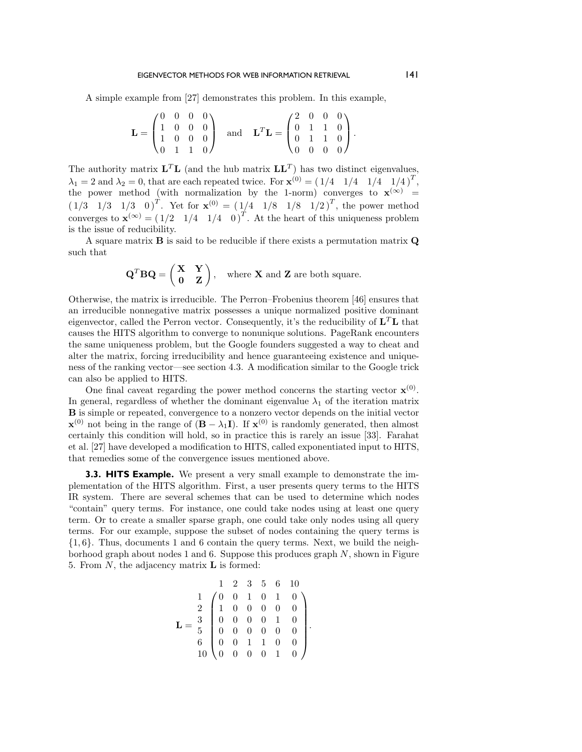A simple example from [27] demonstrates this problem. In this example,

$$\mathbf{L} = \begin{pmatrix} 0 & 0 & 0 & 0 \\ 1 & 0 & 0 & 0 \\ 1 & 0 & 0 & 0 \\ 0 & 1 & 1 & 0 \end{pmatrix} \quad \text{and} \quad \mathbf{L}^T\mathbf{L} = \begin{pmatrix} 2 & 0 & 0 & 0 \\ 0 & 1 & 1 & 0 \\ 0 & 1 & 1 & 0 \\ 0 & 0 & 0 & 0 \end{pmatrix}.$$

The authority matrix $\mathbf{L}^T\mathbf{L}$ (and the hub matrix $\mathbf{L}\mathbf{L}^T$) has two distinct eigenvalues, $\lambda_1 = 2$ and $\lambda_2 = 0$, that are each repeated twice. For $\mathbf{x}^{(0)} = (1/4 \quad 1/4 \quad 1/4 \quad 1/4)^T$, the power method (with normalization by the 1-norm) converges to $\mathbf{x}^{(\infty)} = (1/3 \quad 1/3 \quad 1/3 \quad 0)^T$. Yet for $\mathbf{x}^{(0)} = (1/4 \quad 1/8 \quad 1/8 \quad 1/2)^T$, the power method converges to $\mathbf{x}^{(\infty)} = (1/2 \quad 1/4 \quad 1/4 \quad 0)^T$. At the heart of this uniqueness problem is the issue of reducibility.

A square matrix $\mathbf{B}$ is said to be reducible if there exists a permutation matrix $\mathbf{Q}$ such that

$$\mathbf{Q}^T\mathbf{B}\mathbf{Q} = \begin{pmatrix} \mathbf{X} & \mathbf{Y} \\ \mathbf{0} & \mathbf{Z} \end{pmatrix}, \quad \text{where } \mathbf{X} \text{ and } \mathbf{Z} \text{ are both square.}$$

Otherwise, the matrix is irreducible. The Perron–Frobenius theorem [46] ensures that an irreducible nonnegative matrix possesses a unique normalized positive dominant eigenvector, called the Perron vector. Consequently, it's the reducibility of $\mathbf{L}^T\mathbf{L}$ that causes the HITS algorithm to converge to nonunique solutions. PageRank encounters the same uniqueness problem, but the Google founders suggested a way to cheat and alter the matrix, forcing irreducibility and hence guaranteeing existence and uniqueness of the ranking vector—see section 4.3. A modification similar to the Google trick can also be applied to HITS.

One final caveat regarding the power method concerns the starting vector $\mathbf{x}^{(0)}$. In general, regardless of whether the dominant eigenvalue $\lambda_1$ of the iteration matrix $\mathbf{B}$ is simple or repeated, convergence to a nonzero vector depends on the initial vector $\mathbf{x}^{(0)}$ not being in the range of $(\mathbf{B} - \lambda_1\mathbf{I})$. If $\mathbf{x}^{(0)}$ is randomly generated, then almost certainly this condition will hold, so in practice this is rarely an issue [33]. Farahat et al. [27] have developed a modification to HITS, called exponentiated input to HITS, that remedies some of the convergence issues mentioned above.

**3.3. HITS Example.** We present a very small example to demonstrate the implementation of the HITS algorithm. First, a user presents query terms to the HITS IR system. There are several schemes that can be used to determine which nodes "contain" query terms. For instance, one could take nodes using at least one query term. Or to create a smaller sparse graph, one could take only nodes using all query terms. For our example, suppose the subset of nodes containing the query terms is $\{1, 6\}$. Thus, documents 1 and 6 contain the query terms. Next, we build the neighborhood graph about nodes 1 and 6. Suppose this produces graph $N$, shown in Figure 5. From $N$, the adjacency matrix $\mathbf{L}$ is formed:

$$\mathbf{L} = \begin{array}{c} \\ 1 \\ 2 \\ 3 \\ 5 \\ 6 \\ 10 \end{array} \begin{array}{c} \begin{array}{cccccc} 1 & 2 & 3 & 5 & 6 & 10 \end{array} \\ \begin{pmatrix} 0 & 0 & 1 & 0 & 1 & 0 \\ 1 & 0 & 0 & 0 & 0 & 0 \\ 0 & 0 & 0 & 0 & 1 & 0 \\ 0 & 0 & 0 & 0 & 0 & 0 \\ 0 & 0 & 1 & 1 & 0 & 0 \\ 0 & 0 & 0 & 0 & 1 & 0 \end{pmatrix} \end{array}.$$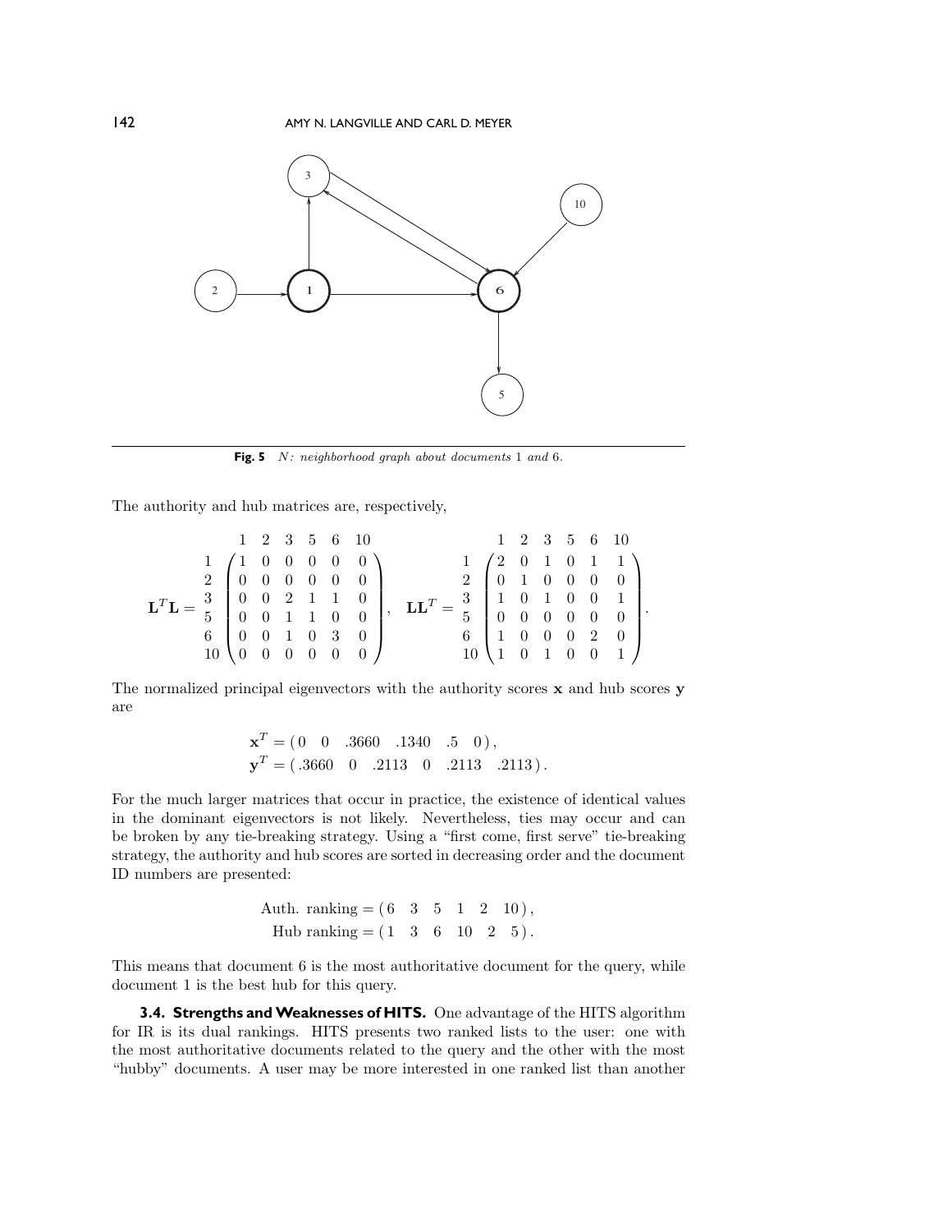Fig. 5 $N$: neighborhood graph about documents 1 and 6.

The authority and hub matrices are, respectively,

$$
\mathbf{L}^T\mathbf{L} = \begin{array}{c} \\ 1 \\ 2 \\ 3 \\ 5 \\ 6 \\ 10 \end{array}
\begin{array}{c} \begin{array}{cccccc} 1 & 2 & 3 & 5 & 6 & 10 \end{array} \\
\begin{pmatrix} 1 & 0 & 0 & 0 & 0 & 0 \\ 0 & 0 & 0 & 0 & 0 & 0 \\ 0 & 0 & 2 & 1 & 1 & 0 \\ 0 & 0 & 1 & 1 & 0 & 0 \\ 0 & 0 & 1 & 0 & 3 & 0 \\ 0 & 0 & 0 & 0 & 0 & 0 \end{pmatrix} \end{array}, \quad
\mathbf{L}\mathbf{L}^T = \begin{array}{c} \\ 1 \\ 2 \\ 3 \\ 5 \\ 6 \\ 10 \end{array}
\begin{array}{c} \begin{array}{cccccc} 1 & 2 & 3 & 5 & 6 & 10 \end{array} \\
\begin{pmatrix} 2 & 0 & 1 & 0 & 1 & 1 \\ 0 & 1 & 0 & 0 & 0 & 0 \\ 1 & 0 & 1 & 0 & 0 & 1 \\ 0 & 0 & 0 & 0 & 0 & 0 \\ 1 & 0 & 0 & 0 & 2 & 0 \\ 1 & 0 & 1 & 0 & 0 & 1 \end{pmatrix} \end{array}.
$$

The normalized principal eigenvectors with the authority scores $\mathbf{x}$ and hub scores $\mathbf{y}$ are

$$
\mathbf{x}^T = (\,0 \quad 0 \quad .3660 \quad .1340 \quad .5 \quad 0\,),
$$
$$
\mathbf{y}^T = (\,.3660 \quad 0 \quad .2113 \quad 0 \quad .2113 \quad .2113\,).
$$

For the much larger matrices that occur in practice, the existence of identical values in the dominant eigenvectors is not likely. Nevertheless, ties may occur and can be broken by any tie-breaking strategy. Using a "first come, first serve" tie-breaking strategy, the authority and hub scores are sorted in decreasing order and the document ID numbers are presented:

$$
\text{Auth. ranking} = (\,6 \quad 3 \quad 5 \quad 1 \quad 2 \quad 10\,),
$$
$$
\text{Hub ranking} = (\,1 \quad 3 \quad 6 \quad 10 \quad 2 \quad 5\,).
$$

This means that document 6 is the most authoritative document for the query, while document 1 is the best hub for this query.

**3.4. Strengths and Weaknesses of HITS.** One advantage of the HITS algorithm for IR is its dual rankings. HITS presents two ranked lists to the user: one with the most authoritative documents related to the query and the other with the most "hubby" documents. A user may be more interested in one ranked list than another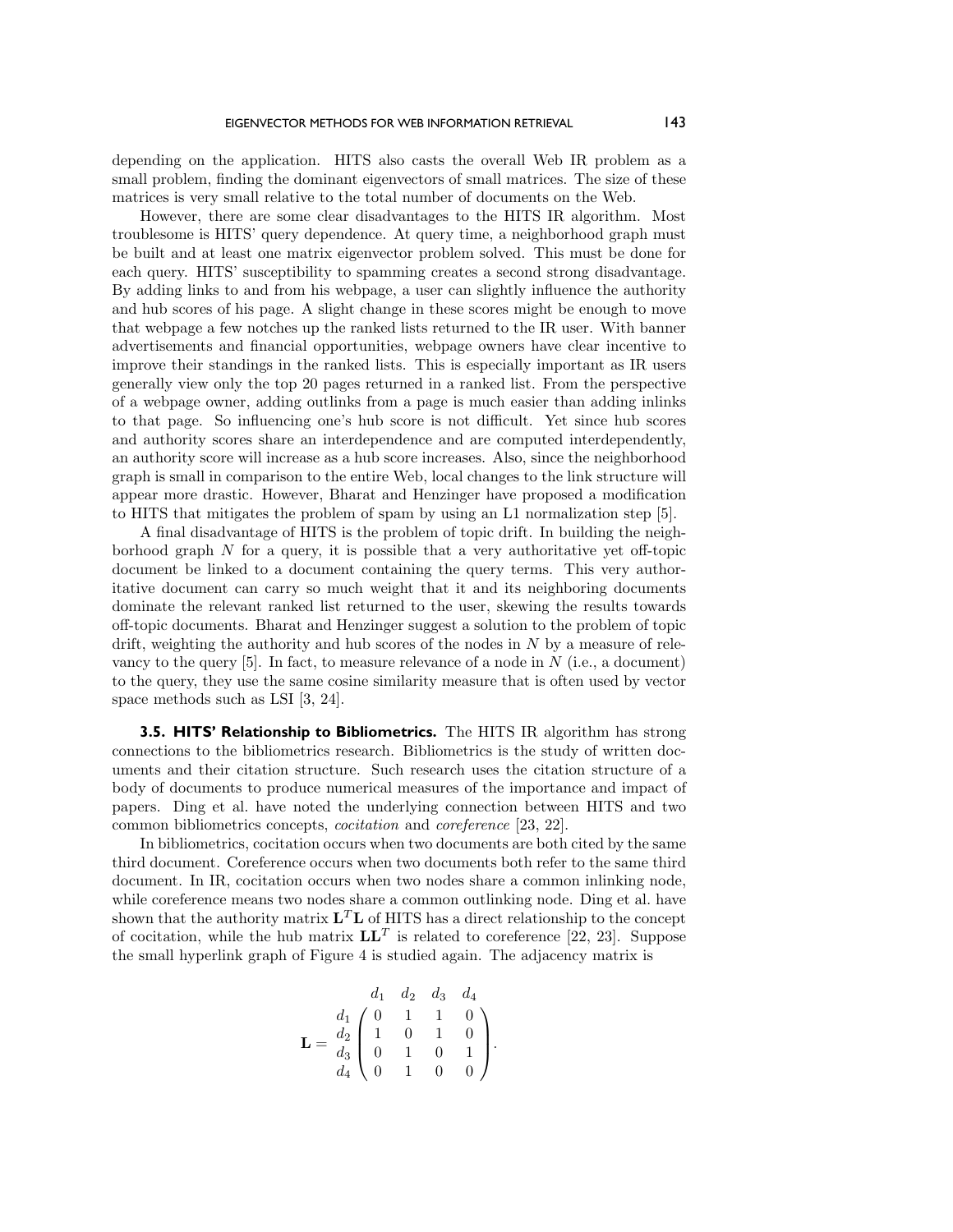depending on the application. HITS also casts the overall Web IR problem as a small problem, finding the dominant eigenvectors of small matrices. The size of these matrices is very small relative to the total number of documents on the Web.

However, there are some clear disadvantages to the HITS IR algorithm. Most troublesome is HITS' query dependence. At query time, a neighborhood graph must be built and at least one matrix eigenvector problem solved. This must be done for each query. HITS' susceptibility to spamming creates a second strong disadvantage. By adding links to and from his webpage, a user can slightly influence the authority and hub scores of his page. A slight change in these scores might be enough to move that webpage a few notches up the ranked lists returned to the IR user. With banner advertisements and financial opportunities, webpage owners have clear incentive to improve their standings in the ranked lists. This is especially important as IR users generally view only the top 20 pages returned in a ranked list. From the perspective of a webpage owner, adding outlinks from a page is much easier than adding inlinks to that page. So influencing one's hub score is not difficult. Yet since hub scores and authority scores share an interdependence and are computed interdependently, an authority score will increase as a hub score increases. Also, since the neighborhood graph is small in comparison to the entire Web, local changes to the link structure will appear more drastic. However, Bharat and Henzinger have proposed a modification to HITS that mitigates the problem of spam by using an L1 normalization step [5].

A final disadvantage of HITS is the problem of topic drift. In building the neighborhood graph $N$ for a query, it is possible that a very authoritative yet off-topic document be linked to a document containing the query terms. This very authoritative document can carry so much weight that it and its neighboring documents dominate the relevant ranked list returned to the user, skewing the results towards off-topic documents. Bharat and Henzinger suggest a solution to the problem of topic drift, weighting the authority and hub scores of the nodes in $N$ by a measure of relevancy to the query [5]. In fact, to measure relevance of a node in $N$ (i.e., a document) to the query, they use the same cosine similarity measure that is often used by vector space methods such as LSI [3, 24].

**3.5. HITS' Relationship to Bibliometrics.** The HITS IR algorithm has strong connections to the bibliometrics research. Bibliometrics is the study of written documents and their citation structure. Such research uses the citation structure of a body of documents to produce numerical measures of the importance and impact of papers. Ding et al. have noted the underlying connection between HITS and two common bibliometrics concepts, *cocitation* and *coreference* [23, 22].

In bibliometrics, cocitation occurs when two documents are both cited by the same third document. Coreference occurs when two documents both refer to the same third document. In IR, cocitation occurs when two nodes share a common inlinking node, while coreference means two nodes share a common outlinking node. Ding et al. have shown that the authority matrix $\mathbf{L}^T\mathbf{L}$ of HITS has a direct relationship to the concept of cocitation, while the hub matrix $\mathbf{L}\mathbf{L}^T$ is related to coreference [22, 23]. Suppose the small hyperlink graph of Figure 4 is studied again. The adjacency matrix is

$$
\mathbf{L} = \begin{array}{c} \\ d_1 \\ d_2 \\ d_3 \\ d_4 \end{array}
\begin{array}{c}
\begin{array}{cccc} d_1 & d_2 & d_3 & d_4 \end{array} \\
\begin{pmatrix} 0 & 1 & 1 & 0 \\ 1 & 0 & 1 & 0 \\ 0 & 1 & 0 & 1 \\ 0 & 1 & 0 & 0 \end{pmatrix}
\end{array}.
$$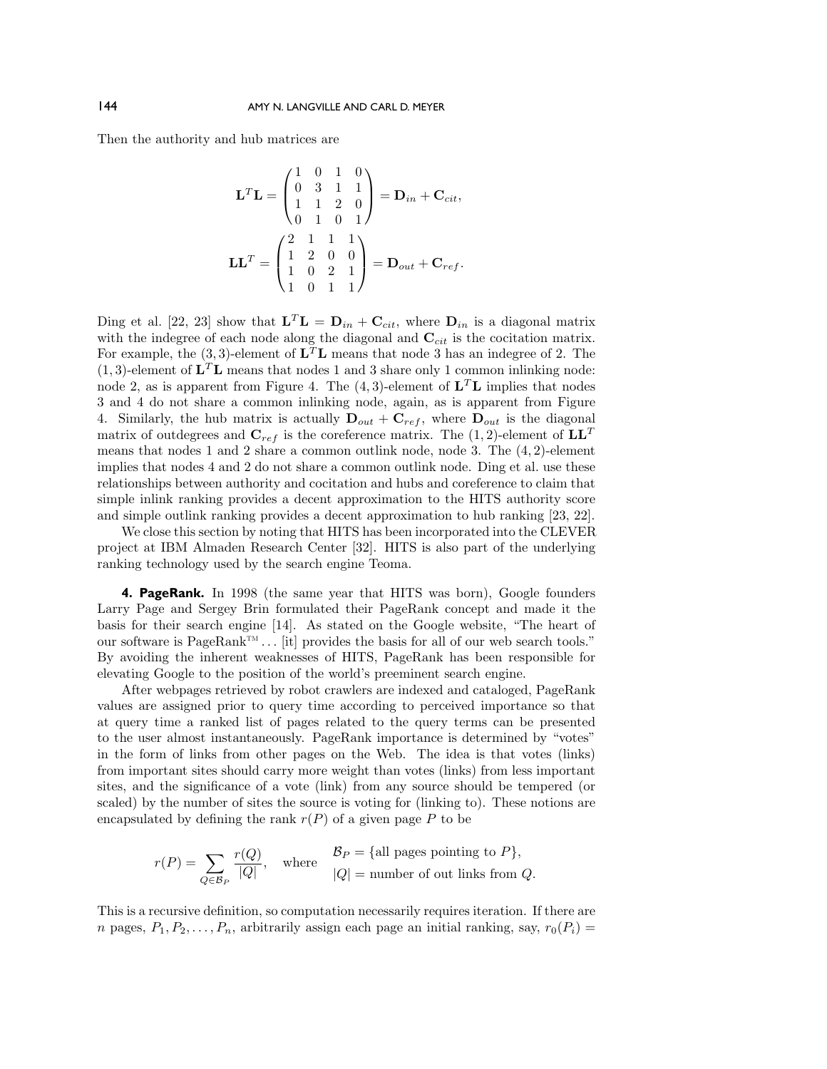Then the authority and hub matrices are

$$\mathbf{L}^T\mathbf{L} = \begin{pmatrix} 1 & 0 & 1 & 0 \\ 0 & 3 & 1 & 1 \\ 1 & 1 & 2 & 0 \\ 0 & 1 & 0 & 1 \end{pmatrix} = \mathbf{D}_{in} + \mathbf{C}_{cit},$$

$$\mathbf{L}\mathbf{L}^T = \begin{pmatrix} 2 & 1 & 1 & 1 \\ 1 & 2 & 0 & 0 \\ 1 & 0 & 2 & 1 \\ 1 & 0 & 1 & 1 \end{pmatrix} = \mathbf{D}_{out} + \mathbf{C}_{ref}.$$

Ding et al. [22, 23] show that $\mathbf{L}^T\mathbf{L} = \mathbf{D}_{in} + \mathbf{C}_{cit}$, where $\mathbf{D}_{in}$ is a diagonal matrix with the indegree of each node along the diagonal and $\mathbf{C}_{cit}$ is the cocitation matrix. For example, the $(3,3)$-element of $\mathbf{L}^T\mathbf{L}$ means that node 3 has an indegree of 2. The $(1,3)$-element of $\mathbf{L}^T\mathbf{L}$ means that nodes 1 and 3 share only 1 common inlinking node: node 2, as is apparent from Figure 4. The $(4,3)$-element of $\mathbf{L}^T\mathbf{L}$ implies that nodes 3 and 4 do not share a common inlinking node, again, as is apparent from Figure 4. Similarly, the hub matrix is actually $\mathbf{D}_{out} + \mathbf{C}_{ref}$, where $\mathbf{D}_{out}$ is the diagonal matrix of outdegrees and $\mathbf{C}_{ref}$ is the coreference matrix. The $(1,2)$-element of $\mathbf{L}\mathbf{L}^T$ means that nodes 1 and 2 share a common outlink node, node 3. The $(4,2)$-element implies that nodes 4 and 2 do not share a common outlink node. Ding et al. use these relationships between authority and cocitation and hubs and coreference to claim that simple inlink ranking provides a decent approximation to the HITS authority score and simple outlink ranking provides a decent approximation to hub ranking [23, 22].

We close this section by noting that HITS has been incorporated into the CLEVER project at IBM Almaden Research Center [32]. HITS is also part of the underlying ranking technology used by the search engine Teoma.

## 4. PageRank.

In 1998 (the same year that HITS was born), Google founders Larry Page and Sergey Brin formulated their PageRank concept and made it the basis for their search engine [14]. As stated on the Google website, "The heart of our software is PageRank™ . . . [it] provides the basis for all of our web search tools." By avoiding the inherent weaknesses of HITS, PageRank has been responsible for elevating Google to the position of the world's preeminent search engine.

After webpages retrieved by robot crawlers are indexed and cataloged, PageRank values are assigned prior to query time according to perceived importance so that at query time a ranked list of pages related to the query terms can be presented to the user almost instantaneously. PageRank importance is determined by "votes" in the form of links from other pages on the Web. The idea is that votes (links) from important sites should carry more weight than votes (links) from less important sites, and the significance of a vote (link) from any source should be tempered (or scaled) by the number of sites the source is voting for (linking to). These notions are encapsulated by defining the rank $r(P)$ of a given page $P$ to be

$$r(P) = \sum_{Q \in \mathcal{B}_P} \frac{r(Q)}{|Q|}, \quad \text{where} \quad \begin{array}{l} \mathcal{B}_P = \{\text{all pages pointing to } P\}, \\ |Q| = \text{number of out links from } Q. \end{array}$$

This is a recursive definition, so computation necessarily requires iteration. If there are $n$ pages, $P_1, P_2, \ldots, P_n$, arbitrarily assign each page an initial ranking, say, $r_0(P_i) =$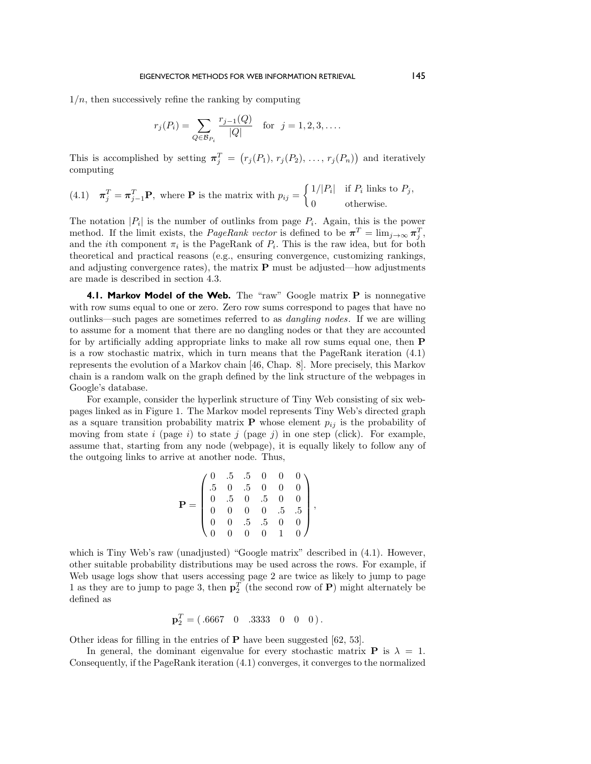$1/n$, then successively refine the ranking by computing

$$r_j(P_i) = \sum_{Q \in \mathcal{B}_{P_i}} \frac{r_{j-1}(Q)}{|Q|} \quad \text{for} \quad j = 1, 2, 3, \ldots.$$

This is accomplished by setting $\boldsymbol{\pi}_j^T = \big(r_j(P_1),\, r_j(P_2),\, \ldots,\, r_j(P_n)\big)$ and iteratively computing

$$\text{(4.1)} \quad \boldsymbol{\pi}_j^T = \boldsymbol{\pi}_{j-1}^T \mathbf{P}, \text{ where } \mathbf{P} \text{ is the matrix with } p_{ij} = \begin{cases} 1/|P_i| & \text{if } P_i \text{ links to } P_j, \\ 0 & \text{otherwise.} \end{cases}$$

The notation $|P_i|$ is the number of outlinks from page $P_i$. Again, this is the power method. If the limit exists, the *PageRank vector* is defined to be $\boldsymbol{\pi}^T = \lim_{j \to \infty} \boldsymbol{\pi}_j^T$, and the $i$th component $\pi_i$ is the PageRank of $P_i$. This is the raw idea, but for both theoretical and practical reasons (e.g., ensuring convergence, customizing rankings, and adjusting convergence rates), the matrix $\mathbf{P}$ must be adjusted—how adjustments are made is described in section 4.3.

**4.1. Markov Model of the Web.** The "raw" Google matrix $\mathbf{P}$ is nonnegative with row sums equal to one or zero. Zero row sums correspond to pages that have no outlinks—such pages are sometimes referred to as *dangling nodes*. If we are willing to assume for a moment that there are no dangling nodes or that they are accounted for by artificially adding appropriate links to make all row sums equal one, then $\mathbf{P}$ is a row stochastic matrix, which in turn means that the PageRank iteration (4.1) represents the evolution of a Markov chain [46, Chap. 8]. More precisely, this Markov chain is a random walk on the graph defined by the link structure of the webpages in Google's database.

For example, consider the hyperlink structure of Tiny Web consisting of six webpages linked as in Figure 1. The Markov model represents Tiny Web's directed graph as a square transition probability matrix $\mathbf{P}$ whose element $p_{ij}$ is the probability of moving from state $i$ (page $i$) to state $j$ (page $j$) in one step (click). For example, assume that, starting from any node (webpage), it is equally likely to follow any of the outgoing links to arrive at another node. Thus,

$$\mathbf{P} = \begin{pmatrix} 0 & .5 & .5 & 0 & 0 & 0 \\ .5 & 0 & .5 & 0 & 0 & 0 \\ 0 & .5 & 0 & .5 & 0 & 0 \\ 0 & 0 & 0 & 0 & .5 & .5 \\ 0 & 0 & .5 & .5 & 0 & 0 \\ 0 & 0 & 0 & 0 & 1 & 0 \end{pmatrix},$$

which is Tiny Web's raw (unadjusted) "Google matrix" described in (4.1). However, other suitable probability distributions may be used across the rows. For example, if Web usage logs show that users accessing page 2 are twice as likely to jump to page 1 as they are to jump to page 3, then $\mathbf{p}_2^T$ (the second row of $\mathbf{P}$) might alternately be defined as

$$\mathbf{p}_2^T = (\,.6667 \quad 0 \quad .3333 \quad 0 \quad 0 \quad 0\,).$$

Other ideas for filling in the entries of $\mathbf{P}$ have been suggested [62, 53].

In general, the dominant eigenvalue for every stochastic matrix $\mathbf{P}$ is $\lambda = 1$. Consequently, if the PageRank iteration (4.1) converges, it converges to the normalized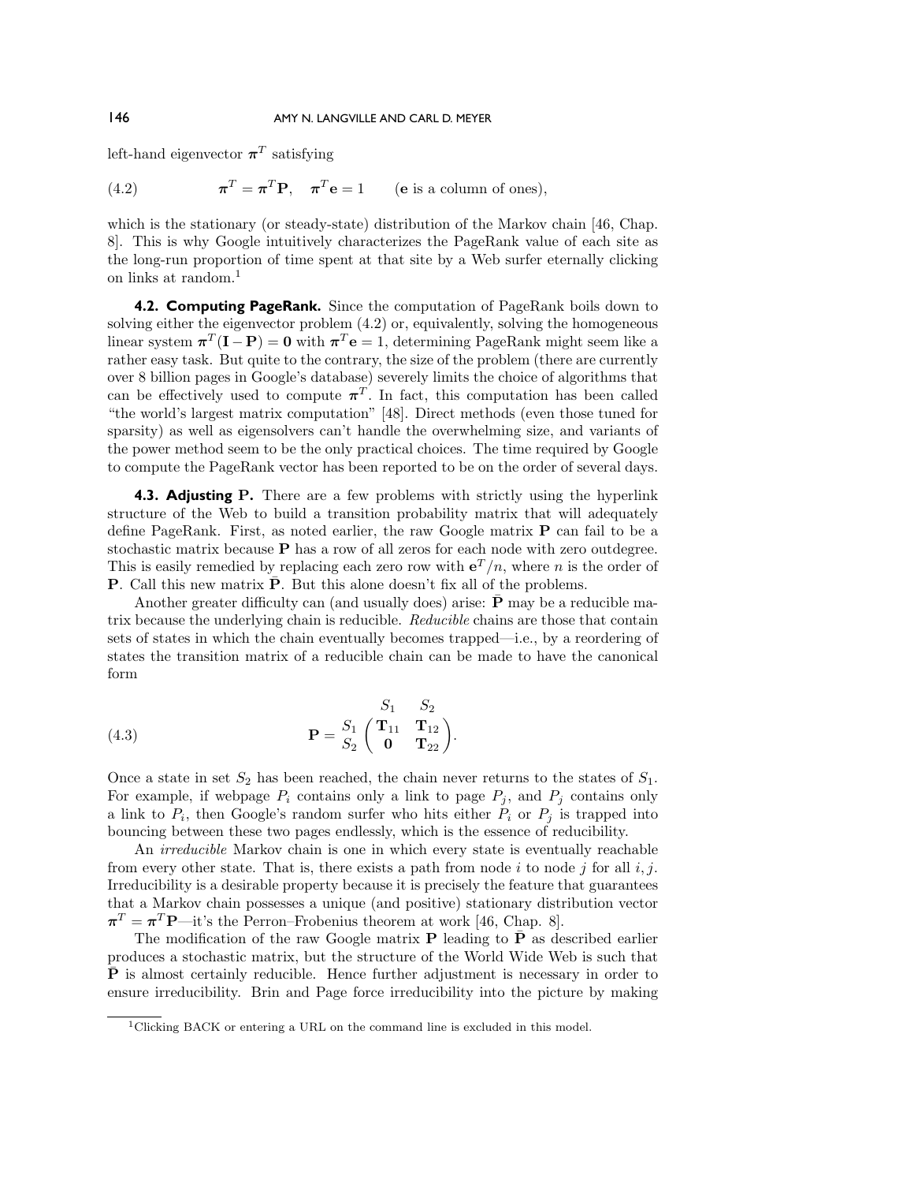left-hand eigenvector $\boldsymbol{\pi}^T$ satisfying

$$\boldsymbol{\pi}^T = \boldsymbol{\pi}^T \mathbf{P}, \quad \boldsymbol{\pi}^T \mathbf{e} = 1 \qquad (\mathbf{e} \text{ is a column of ones}), \tag{4.2}$$

which is the stationary (or steady-state) distribution of the Markov chain [46, Chap. 8]. This is why Google intuitively characterizes the PageRank value of each site as the long-run proportion of time spent at that site by a Web surfer eternally clicking on links at random.[1]

**4.2. Computing PageRank.** Since the computation of PageRank boils down to solving either the eigenvector problem (4.2) or, equivalently, solving the homogeneous linear system $\boldsymbol{\pi}^T(\mathbf{I} - \mathbf{P}) = \mathbf{0}$ with $\boldsymbol{\pi}^T \mathbf{e} = 1$, determining PageRank might seem like a rather easy task. But quite to the contrary, the size of the problem (there are currently over 8 billion pages in Google's database) severely limits the choice of algorithms that can be effectively used to compute $\boldsymbol{\pi}^T$. In fact, this computation has been called "the world's largest matrix computation" [48]. Direct methods (even those tuned for sparsity) as well as eigensolvers can't handle the overwhelming size, and variants of the power method seem to be the only practical choices. The time required by Google to compute the PageRank vector has been reported to be on the order of several days.

**4.3. Adjusting P.** There are a few problems with strictly using the hyperlink structure of the Web to build a transition probability matrix that will adequately define PageRank. First, as noted earlier, the raw Google matrix $\mathbf{P}$ can fail to be a stochastic matrix because $\mathbf{P}$ has a row of all zeros for each node with zero outdegree. This is easily remedied by replacing each zero row with $\mathbf{e}^T/n$, where $n$ is the order of $\mathbf{P}$. Call this new matrix $\bar{\mathbf{P}}$. But this alone doesn't fix all of the problems.

Another greater difficulty can (and usually does) arise: $\bar{\mathbf{P}}$ may be a reducible matrix because the underlying chain is reducible. *Reducible* chains are those that contain sets of states in which the chain eventually becomes trapped—i.e., by a reordering of states the transition matrix of a reducible chain can be made to have the canonical form

$$\mathbf{P} = \begin{array}{c} \\ S_1 \\ S_2 \end{array} \!\!\begin{array}{c} \begin{array}{cc} S_1 & S_2 \end{array} \\ \begin{pmatrix} \mathbf{T}_{11} & \mathbf{T}_{12} \\ \mathbf{0} & \mathbf{T}_{22} \end{pmatrix} \end{array}. \tag{4.3}$$

Once a state in set $S_2$ has been reached, the chain never returns to the states of $S_1$. For example, if webpage $P_i$ contains only a link to page $P_j$, and $P_j$ contains only a link to $P_i$, then Google's random surfer who hits either $P_i$ or $P_j$ is trapped into bouncing between these two pages endlessly, which is the essence of reducibility.

An *irreducible* Markov chain is one in which every state is eventually reachable from every other state. That is, there exists a path from node $i$ to node $j$ for all $i, j$. Irreducibility is a desirable property because it is precisely the feature that guarantees that a Markov chain possesses a unique (and positive) stationary distribution vector $\boldsymbol{\pi}^T = \boldsymbol{\pi}^T \mathbf{P}$—it's the Perron–Frobenius theorem at work [46, Chap. 8].

The modification of the raw Google matrix $\mathbf{P}$ leading to $\bar{\mathbf{P}}$ as described earlier produces a stochastic matrix, but the structure of the World Wide Web is such that $\bar{\mathbf{P}}$ is almost certainly reducible. Hence further adjustment is necessary in order to ensure irreducibility. Brin and Page force irreducibility into the picture by making

[1]Clicking BACK or entering a URL on the command line is excluded in this model.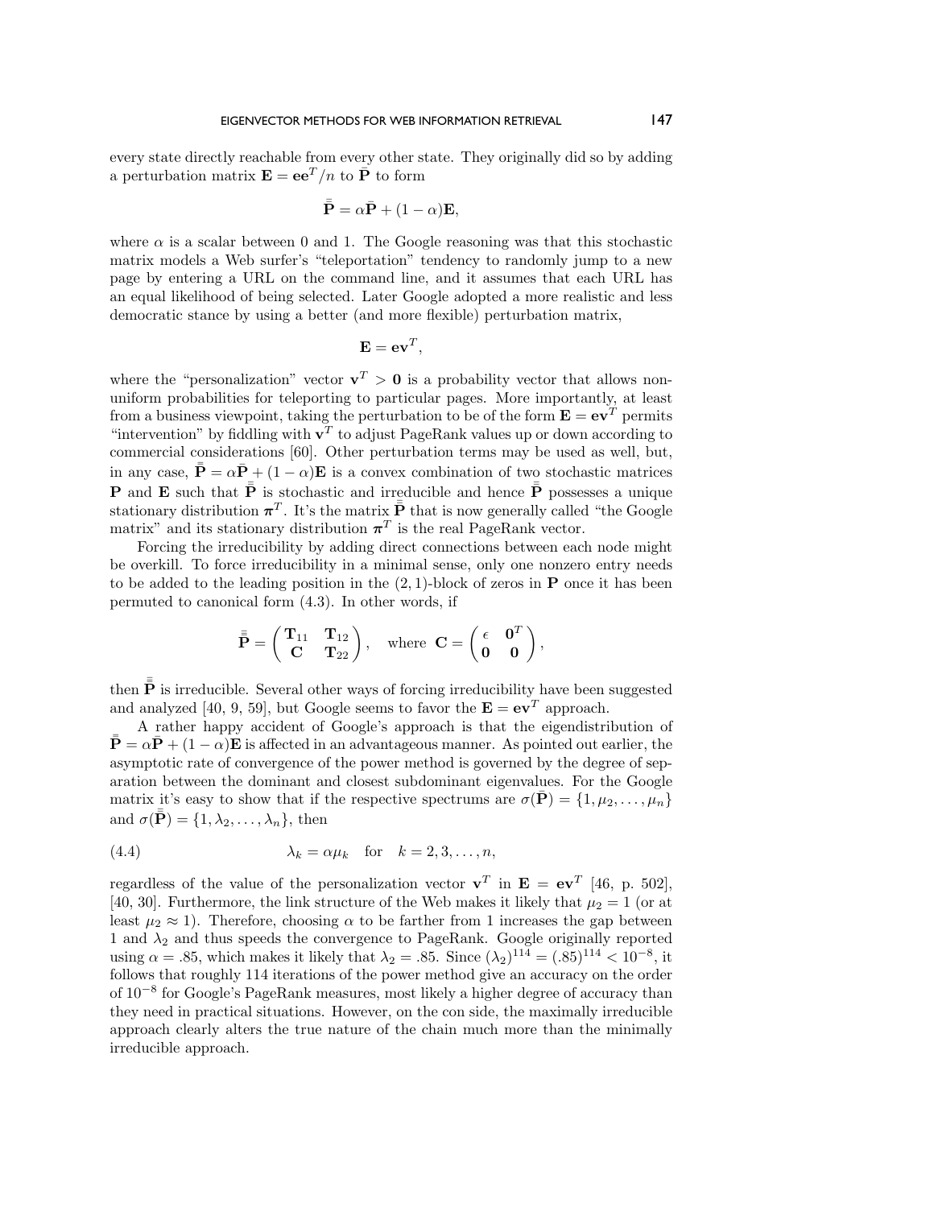every state directly reachable from every other state. They originally did so by adding a perturbation matrix $\mathbf{E} = \mathbf{e}\mathbf{e}^T/n$ to $\bar{\mathbf{P}}$ to form

$$\bar{\bar{\mathbf{P}}} = \alpha\bar{\mathbf{P}} + (1-\alpha)\mathbf{E},$$

where $\alpha$ is a scalar between 0 and 1. The Google reasoning was that this stochastic matrix models a Web surfer's "teleportation" tendency to randomly jump to a new page by entering a URL on the command line, and it assumes that each URL has an equal likelihood of being selected. Later Google adopted a more realistic and less democratic stance by using a better (and more flexible) perturbation matrix,

$$\mathbf{E} = \mathbf{e}\mathbf{v}^T,$$

where the "personalization" vector $\mathbf{v}^T > \mathbf{0}$ is a probability vector that allows nonuniform probabilities for teleporting to particular pages. More importantly, at least from a business viewpoint, taking the perturbation to be of the form $\mathbf{E} = \mathbf{e}\mathbf{v}^T$ permits "intervention" by fiddling with $\mathbf{v}^T$ to adjust PageRank values up or down according to commercial considerations [60]. Other perturbation terms may be used as well, but, in any case, $\bar{\bar{\mathbf{P}}} = \alpha\bar{\mathbf{P}} + (1-\alpha)\mathbf{E}$ is a convex combination of two stochastic matrices $\mathbf{P}$ and $\mathbf{E}$ such that $\bar{\bar{\mathbf{P}}}$ is stochastic and irreducible and hence $\bar{\bar{\mathbf{P}}}$ possesses a unique stationary distribution $\boldsymbol{\pi}^T$. It's the matrix $\bar{\bar{\mathbf{P}}}$ that is now generally called "the Google matrix" and its stationary distribution $\boldsymbol{\pi}^T$ is the real PageRank vector.

Forcing the irreducibility by adding direct connections between each node might be overkill. To force irreducibility in a minimal sense, only one nonzero entry needs to be added to the leading position in the $(2,1)$-block of zeros in $\mathbf{P}$ once it has been permuted to canonical form (4.3). In other words, if

$$\bar{\bar{\mathbf{P}}} = \begin{pmatrix} \mathbf{T}_{11} & \mathbf{T}_{12} \\ \mathbf{C} & \mathbf{T}_{22} \end{pmatrix}, \quad \text{where } \mathbf{C} = \begin{pmatrix} \epsilon & \mathbf{0}^T \\ \mathbf{0} & \mathbf{0} \end{pmatrix},$$

then $\bar{\bar{\mathbf{P}}}$ is irreducible. Several other ways of forcing irreducibility have been suggested and analyzed [40, 9, 59], but Google seems to favor the $\mathbf{E} = \mathbf{e}\mathbf{v}^T$ approach.

A rather happy accident of Google's approach is that the eigendistribution of $\bar{\bar{\mathbf{P}}} = \alpha\bar{\mathbf{P}} + (1-\alpha)\mathbf{E}$ is affected in an advantageous manner. As pointed out earlier, the asymptotic rate of convergence of the power method is governed by the degree of separation between the dominant and closest subdominant eigenvalues. For the Google matrix it's easy to show that if the respective spectrums are $\sigma(\bar{\mathbf{P}}) = \{1, \mu_2, \ldots, \mu_n\}$ and $\sigma(\bar{\bar{\mathbf{P}}}) = \{1, \lambda_2, \ldots, \lambda_n\}$, then

$$\lambda_k = \alpha\mu_k \quad \text{for} \quad k = 2, 3, \ldots, n, \tag{4.4}$$

regardless of the value of the personalization vector $\mathbf{v}^T$ in $\mathbf{E} = \mathbf{e}\mathbf{v}^T$ [46, p. 502], [40, 30]. Furthermore, the link structure of the Web makes it likely that $\mu_2 = 1$ (or at least $\mu_2 \approx 1$). Therefore, choosing $\alpha$ to be farther from 1 increases the gap between 1 and $\lambda_2$ and thus speeds the convergence to PageRank. Google originally reported using $\alpha = .85$, which makes it likely that $\lambda_2 = .85$. Since $(\lambda_2)^{114} = (.85)^{114} < 10^{-8}$, it follows that roughly 114 iterations of the power method give an accuracy on the order of $10^{-8}$ for Google's PageRank measures, most likely a higher degree of accuracy than they need in practical situations. However, on the con side, the maximally irreducible approach clearly alters the true nature of the chain much more than the minimally irreducible approach.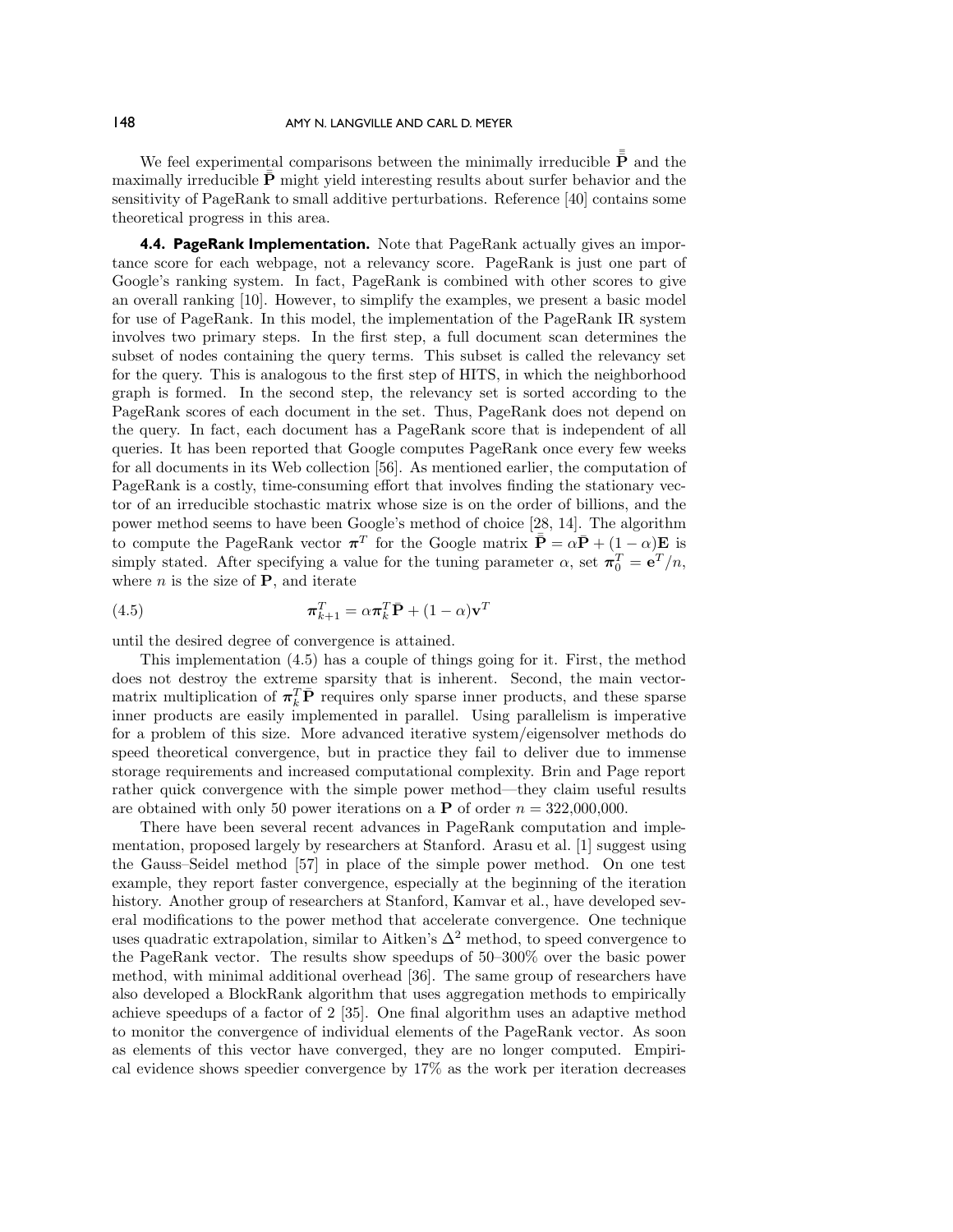We feel experimental comparisons between the minimally irreducible $\bar{\bar{\mathbf{P}}}$ and the maximally irreducible $\bar{\bar{\mathbf{P}}}$ might yield interesting results about surfer behavior and the sensitivity of PageRank to small additive perturbations. Reference [40] contains some theoretical progress in this area.

**4.4. PageRank Implementation.** Note that PageRank actually gives an importance score for each webpage, not a relevancy score. PageRank is just one part of Google's ranking system. In fact, PageRank is combined with other scores to give an overall ranking [10]. However, to simplify the examples, we present a basic model for use of PageRank. In this model, the implementation of the PageRank IR system involves two primary steps. In the first step, a full document scan determines the subset of nodes containing the query terms. This subset is called the relevancy set for the query. This is analogous to the first step of HITS, in which the neighborhood graph is formed. In the second step, the relevancy set is sorted according to the PageRank scores of each document in the set. Thus, PageRank does not depend on the query. In fact, each document has a PageRank score that is independent of all queries. It has been reported that Google computes PageRank once every few weeks for all documents in its Web collection [56]. As mentioned earlier, the computation of PageRank is a costly, time-consuming effort that involves finding the stationary vector of an irreducible stochastic matrix whose size is on the order of billions, and the power method seems to have been Google's method of choice [28, 14]. The algorithm to compute the PageRank vector $\boldsymbol{\pi}^T$ for the Google matrix $\bar{\bar{\mathbf{P}}} = \alpha\bar{\mathbf{P}} + (1-\alpha)\mathbf{E}$ is simply stated. After specifying a value for the tuning parameter $\alpha$, set $\boldsymbol{\pi}_0^T = \mathbf{e}^T/n$, where $n$ is the size of $\mathbf{P}$, and iterate

$$\boldsymbol{\pi}_{k+1}^T = \alpha\boldsymbol{\pi}_k^T\bar{\mathbf{P}} + (1-\alpha)\mathbf{v}^T \tag{4.5}$$

until the desired degree of convergence is attained.

This implementation (4.5) has a couple of things going for it. First, the method does not destroy the extreme sparsity that is inherent. Second, the main vector-matrix multiplication of $\boldsymbol{\pi}_k^T\bar{\mathbf{P}}$ requires only sparse inner products, and these sparse inner products are easily implemented in parallel. Using parallelism is imperative for a problem of this size. More advanced iterative system/eigensolver methods do speed theoretical convergence, but in practice they fail to deliver due to immense storage requirements and increased computational complexity. Brin and Page report rather quick convergence with the simple power method—they claim useful results are obtained with only 50 power iterations on a $\mathbf{P}$ of order $n = 322{,}000{,}000$.

There have been several recent advances in PageRank computation and implementation, proposed largely by researchers at Stanford. Arasu et al. [1] suggest using the Gauss–Seidel method [57] in place of the simple power method. On one test example, they report faster convergence, especially at the beginning of the iteration history. Another group of researchers at Stanford, Kamvar et al., have developed several modifications to the power method that accelerate convergence. One technique uses quadratic extrapolation, similar to Aitken's $\Delta^2$ method, to speed convergence to the PageRank vector. The results show speedups of 50–300% over the basic power method, with minimal additional overhead [36]. The same group of researchers have also developed a BlockRank algorithm that uses aggregation methods to empirically achieve speedups of a factor of 2 [35]. One final algorithm uses an adaptive method to monitor the convergence of individual elements of the PageRank vector. As soon as elements of this vector have converged, they are no longer computed. Empirical evidence shows speedier convergence by 17% as the work per iteration decreases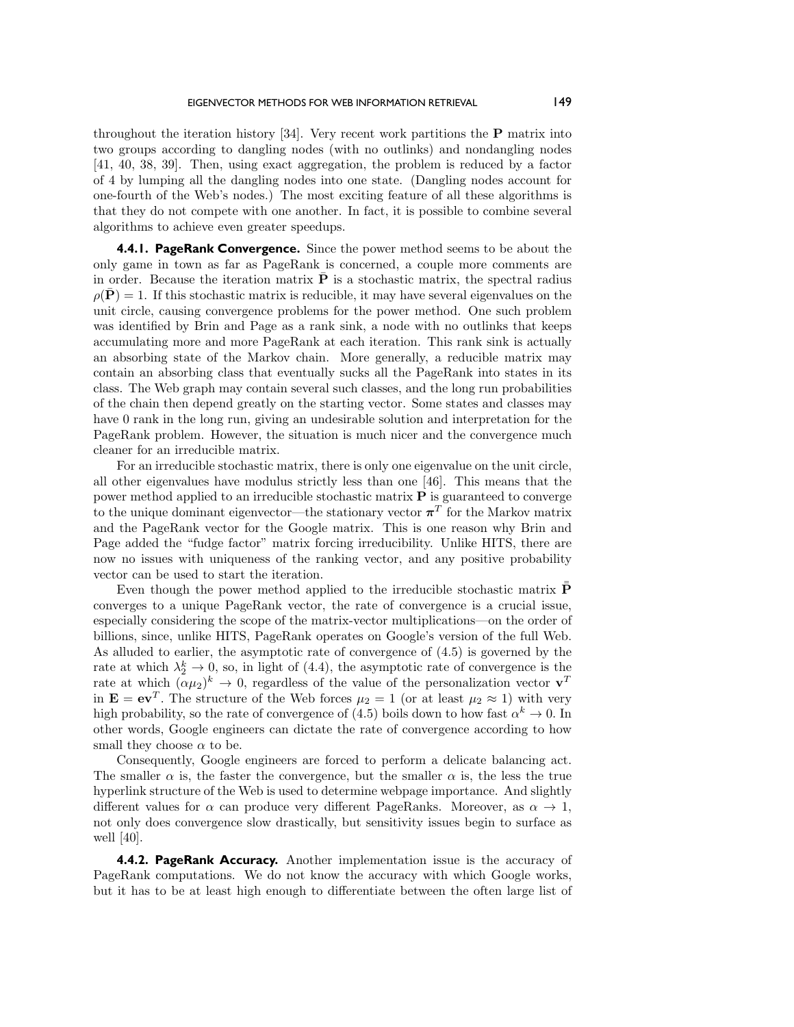throughout the iteration history [34]. Very recent work partitions the $\mathbf{P}$ matrix into two groups according to dangling nodes (with no outlinks) and nondangling nodes [41, 40, 38, 39]. Then, using exact aggregation, the problem is reduced by a factor of 4 by lumping all the dangling nodes into one state. (Dangling nodes account for one-fourth of the Web's nodes.) The most exciting feature of all these algorithms is that they do not compete with one another. In fact, it is possible to combine several algorithms to achieve even greater speedups.

#### 4.4.1. PageRank Convergence.

Since the power method seems to be about the only game in town as far as PageRank is concerned, a couple more comments are in order. Because the iteration matrix $\bar{\mathbf{P}}$ is a stochastic matrix, the spectral radius $\rho(\bar{\mathbf{P}}) = 1$. If this stochastic matrix is reducible, it may have several eigenvalues on the unit circle, causing convergence problems for the power method. One such problem was identified by Brin and Page as a rank sink, a node with no outlinks that keeps accumulating more and more PageRank at each iteration. This rank sink is actually an absorbing state of the Markov chain. More generally, a reducible matrix may contain an absorbing class that eventually sucks all the PageRank into states in its class. The Web graph may contain several such classes, and the long run probabilities of the chain then depend greatly on the starting vector. Some states and classes may have 0 rank in the long run, giving an undesirable solution and interpretation for the PageRank problem. However, the situation is much nicer and the convergence much cleaner for an irreducible matrix.

For an irreducible stochastic matrix, there is only one eigenvalue on the unit circle, all other eigenvalues have modulus strictly less than one [46]. This means that the power method applied to an irreducible stochastic matrix $\mathbf{P}$ is guaranteed to converge to the unique dominant eigenvector—the stationary vector $\boldsymbol{\pi}^T$ for the Markov matrix and the PageRank vector for the Google matrix. This is one reason why Brin and Page added the "fudge factor" matrix forcing irreducibility. Unlike HITS, there are now no issues with uniqueness of the ranking vector, and any positive probability vector can be used to start the iteration.

Even though the power method applied to the irreducible stochastic matrix $\bar{\bar{\mathbf{P}}}$ converges to a unique PageRank vector, the rate of convergence is a crucial issue, especially considering the scope of the matrix-vector multiplications—on the order of billions, since, unlike HITS, PageRank operates on Google's version of the full Web. As alluded to earlier, the asymptotic rate of convergence of (4.5) is governed by the rate at which $\lambda_2^k \to 0$, so, in light of (4.4), the asymptotic rate of convergence is the rate at which $(\alpha\mu_2)^k \to 0$, regardless of the value of the personalization vector $\mathbf{v}^T$ in $\mathbf{E} = \mathbf{e}\mathbf{v}^T$. The structure of the Web forces $\mu_2 = 1$ (or at least $\mu_2 \approx 1$) with very high probability, so the rate of convergence of (4.5) boils down to how fast $\alpha^k \to 0$. In other words, Google engineers can dictate the rate of convergence according to how small they choose $\alpha$ to be.

Consequently, Google engineers are forced to perform a delicate balancing act. The smaller $\alpha$ is, the faster the convergence, but the smaller $\alpha$ is, the less the true hyperlink structure of the Web is used to determine webpage importance. And slightly different values for $\alpha$ can produce very different PageRanks. Moreover, as $\alpha \to 1$, not only does convergence slow drastically, but sensitivity issues begin to surface as well [40].

#### 4.4.2. PageRank Accuracy.

Another implementation issue is the accuracy of PageRank computations. We do not know the accuracy with which Google works, but it has to be at least high enough to differentiate between the often large list of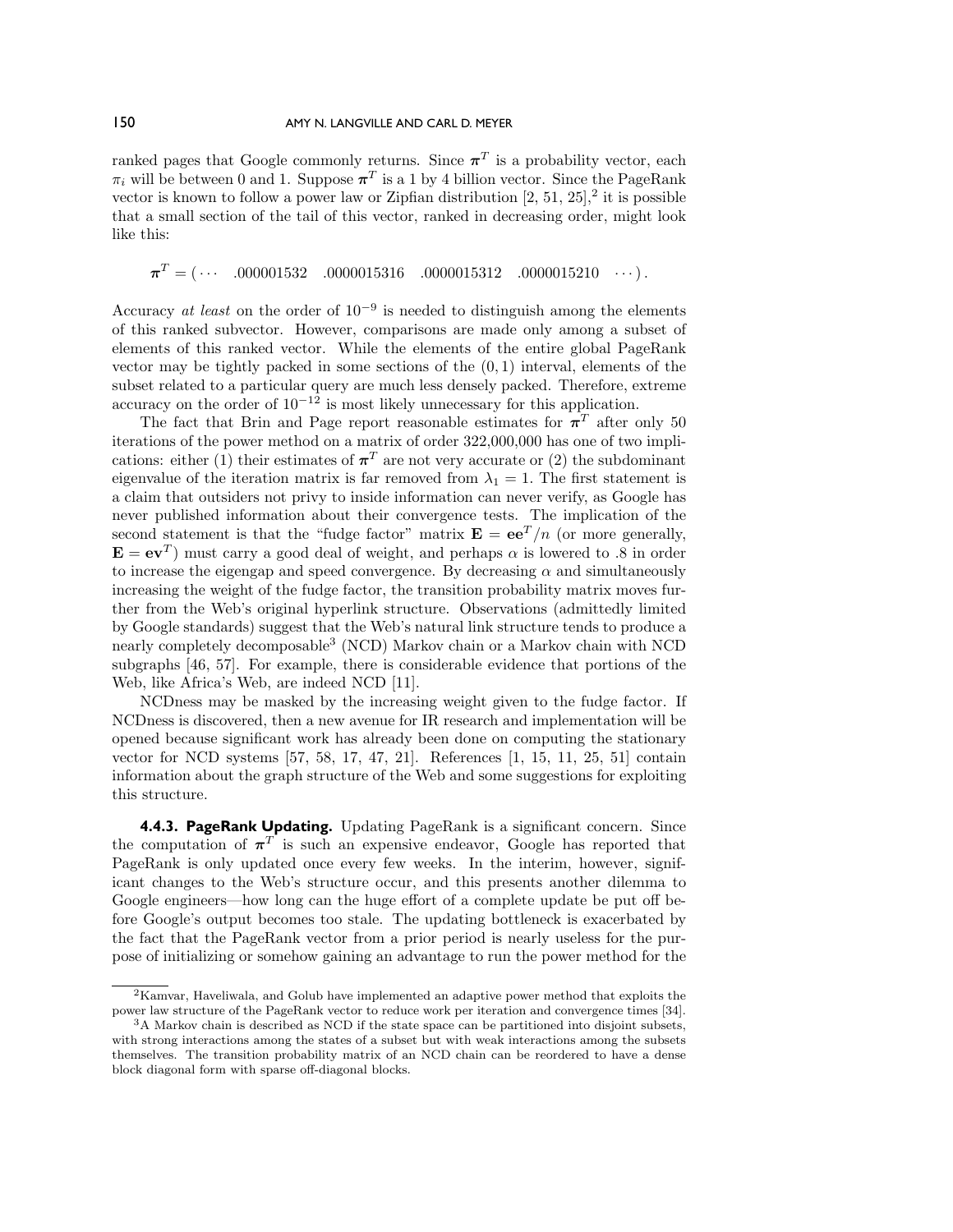ranked pages that Google commonly returns. Since $\boldsymbol{\pi}^T$ is a probability vector, each $\pi_i$ will be between 0 and 1. Suppose $\boldsymbol{\pi}^T$ is a 1 by 4 billion vector. Since the PageRank vector is known to follow a power law or Zipfian distribution [2, 51, 25],[2] it is possible that a small section of the tail of this vector, ranked in decreasing order, might look like this:

$$\boldsymbol{\pi}^T = (\cdots \quad .000001532 \quad .0000015316 \quad .0000015312 \quad .0000015210 \quad \cdots).$$

Accuracy *at least* on the order of $10^{-9}$ is needed to distinguish among the elements of this ranked subvector. However, comparisons are made only among a subset of elements of this ranked vector. While the elements of the entire global PageRank vector may be tightly packed in some sections of the $(0, 1)$ interval, elements of the subset related to a particular query are much less densely packed. Therefore, extreme accuracy on the order of $10^{-12}$ is most likely unnecessary for this application.

The fact that Brin and Page report reasonable estimates for $\boldsymbol{\pi}^T$ after only 50 iterations of the power method on a matrix of order 322,000,000 has one of two implications: either (1) their estimates of $\boldsymbol{\pi}^T$ are not very accurate or (2) the subdominant eigenvalue of the iteration matrix is far removed from $\lambda_1 = 1$. The first statement is a claim that outsiders not privy to inside information can never verify, as Google has never published information about their convergence tests. The implication of the second statement is that the "fudge factor" matrix $\mathbf{E} = \mathbf{e}\mathbf{e}^T/n$ (or more generally, $\mathbf{E} = \mathbf{e}\mathbf{v}^T$) must carry a good deal of weight, and perhaps $\alpha$ is lowered to .8 in order to increase the eigengap and speed convergence. By decreasing $\alpha$ and simultaneously increasing the weight of the fudge factor, the transition probability matrix moves further from the Web's original hyperlink structure. Observations (admittedly limited by Google standards) suggest that the Web's natural link structure tends to produce a nearly completely decomposable[3] (NCD) Markov chain or a Markov chain with NCD subgraphs [46, 57]. For example, there is considerable evidence that portions of the Web, like Africa's Web, are indeed NCD [11].

NCDness may be masked by the increasing weight given to the fudge factor. If NCDness is discovered, then a new avenue for IR research and implementation will be opened because significant work has already been done on computing the stationary vector for NCD systems [57, 58, 17, 47, 21]. References [1, 15, 11, 25, 51] contain information about the graph structure of the Web and some suggestions for exploiting this structure.

**4.4.3. PageRank Updating.** Updating PageRank is a significant concern. Since the computation of $\boldsymbol{\pi}^T$ is such an expensive endeavor, Google has reported that PageRank is only updated once every few weeks. In the interim, however, significant changes to the Web's structure occur, and this presents another dilemma to Google engineers—how long can the huge effort of a complete update be put off before Google's output becomes too stale. The updating bottleneck is exacerbated by the fact that the PageRank vector from a prior period is nearly useless for the purpose of initializing or somehow gaining an advantage to run the power method for the

---

[2] Kamvar, Haveliwala, and Golub have implemented an adaptive power method that exploits the power law structure of the PageRank vector to reduce work per iteration and convergence times [34].

[3] A Markov chain is described as NCD if the state space can be partitioned into disjoint subsets, with strong interactions among the states of a subset but with weak interactions among the subsets themselves. The transition probability matrix of an NCD chain can be reordered to have a dense block diagonal form with sparse off-diagonal blocks.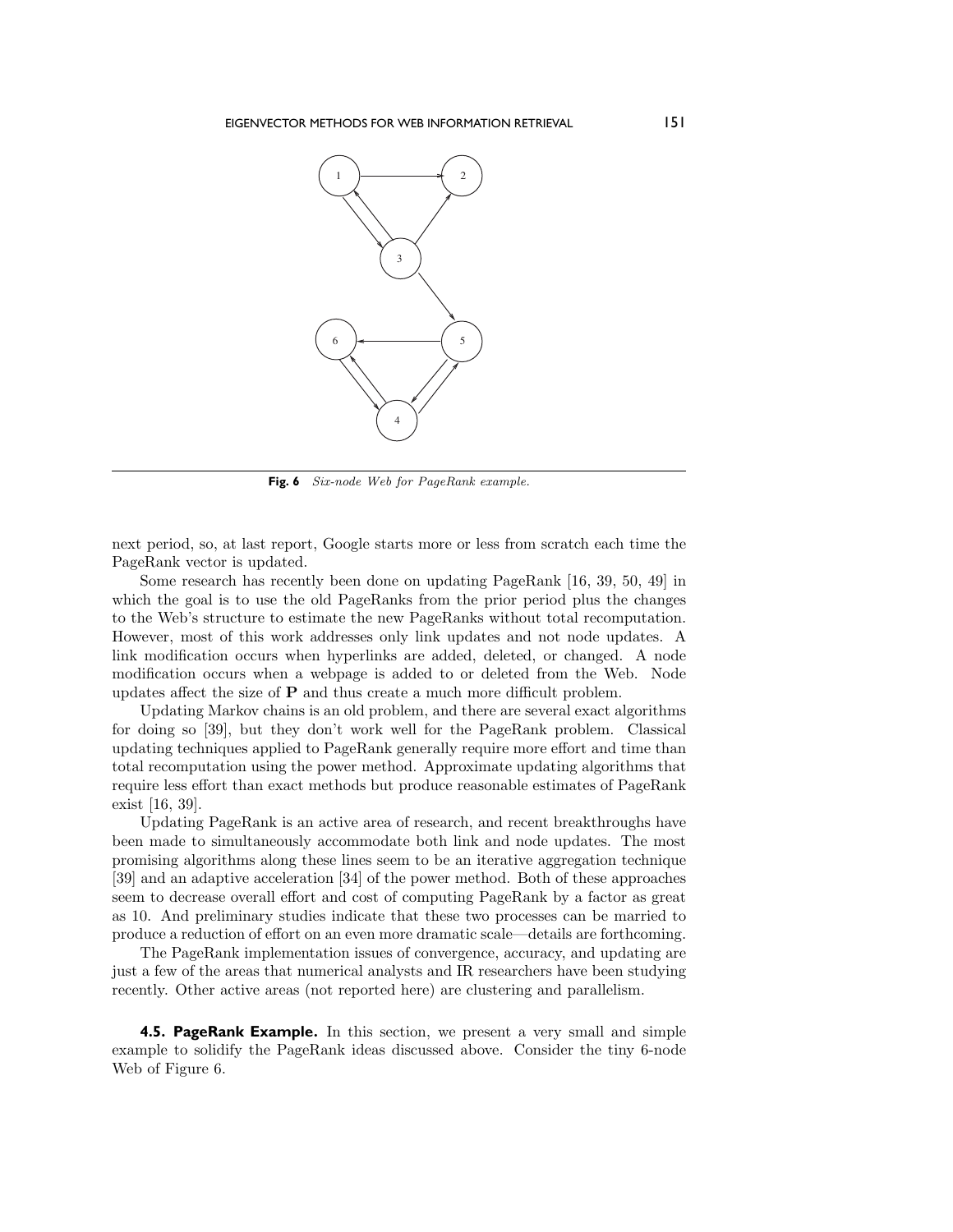**Fig. 6** *Six-node Web for PageRank example.*

next period, so, at last report, Google starts more or less from scratch each time the PageRank vector is updated.

Some research has recently been done on updating PageRank [16, 39, 50, 49] in which the goal is to use the old PageRanks from the prior period plus the changes to the Web's structure to estimate the new PageRanks without total recomputation. However, most of this work addresses only link updates and not node updates. A link modification occurs when hyperlinks are added, deleted, or changed. A node modification occurs when a webpage is added to or deleted from the Web. Node updates affect the size of $\mathbf{P}$ and thus create a much more difficult problem.

Updating Markov chains is an old problem, and there are several exact algorithms for doing so [39], but they don't work well for the PageRank problem. Classical updating techniques applied to PageRank generally require more effort and time than total recomputation using the power method. Approximate updating algorithms that require less effort than exact methods but produce reasonable estimates of PageRank exist [16, 39].

Updating PageRank is an active area of research, and recent breakthroughs have been made to simultaneously accommodate both link and node updates. The most promising algorithms along these lines seem to be an iterative aggregation technique [39] and an adaptive acceleration [34] of the power method. Both of these approaches seem to decrease overall effort and cost of computing PageRank by a factor as great as 10. And preliminary studies indicate that these two processes can be married to produce a reduction of effort on an even more dramatic scale—details are forthcoming.

The PageRank implementation issues of convergence, accuracy, and updating are just a few of the areas that numerical analysts and IR researchers have been studying recently. Other active areas (not reported here) are clustering and parallelism.

**4.5. PageRank Example.** In this section, we present a very small and simple example to solidify the PageRank ideas discussed above. Consider the tiny 6-node Web of Figure 6.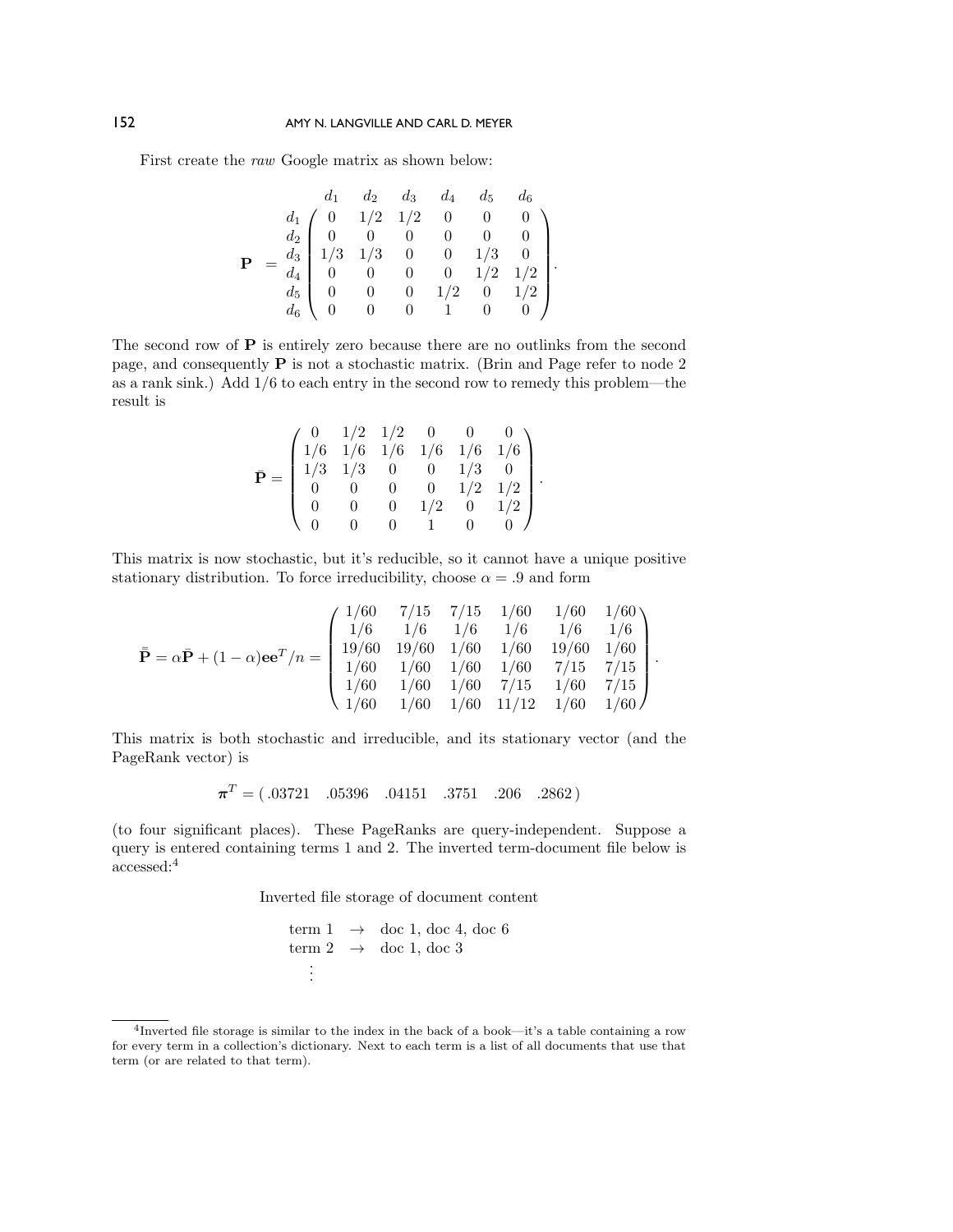First create the *raw* Google matrix as shown below:

$$
\mathbf{P} \;=\; \begin{array}{c} \\ d_1 \\ d_2 \\ d_3 \\ d_4 \\ d_5 \\ d_6 \end{array}
\begin{array}{c}
\begin{array}{cccccc} \;d_1 & \;\;d_2 & \;\;d_3 & \;\;d_4 & \;\;d_5 & \;\;d_6 \end{array} \\
\begin{pmatrix}
0 & 1/2 & 1/2 & 0 & 0 & 0 \\
0 & 0 & 0 & 0 & 0 & 0 \\
1/3 & 1/3 & 0 & 0 & 1/3 & 0 \\
0 & 0 & 0 & 0 & 1/2 & 1/2 \\
0 & 0 & 0 & 1/2 & 0 & 1/2 \\
0 & 0 & 0 & 1 & 0 & 0
\end{pmatrix}
\end{array}.
$$

The second row of $\mathbf{P}$ is entirely zero because there are no outlinks from the second page, and consequently $\mathbf{P}$ is not a stochastic matrix. (Brin and Page refer to node 2 as a rank sink.) Add 1/6 to each entry in the second row to remedy this problem—the result is

$$
\bar{\mathbf{P}} = \begin{pmatrix}
0 & 1/2 & 1/2 & 0 & 0 & 0 \\
1/6 & 1/6 & 1/6 & 1/6 & 1/6 & 1/6 \\
1/3 & 1/3 & 0 & 0 & 1/3 & 0 \\
0 & 0 & 0 & 0 & 1/2 & 1/2 \\
0 & 0 & 0 & 1/2 & 0 & 1/2 \\
0 & 0 & 0 & 1 & 0 & 0
\end{pmatrix}.
$$

This matrix is now stochastic, but it's reducible, so it cannot have a unique positive stationary distribution. To force irreducibility, choose $\alpha = .9$ and form

$$
\bar{\bar{\mathbf{P}}} = \alpha \bar{\mathbf{P}} + (1-\alpha)\mathbf{e}\mathbf{e}^T/n = \begin{pmatrix}
1/60 & 7/15 & 7/15 & 1/60 & 1/60 & 1/60 \\
1/6 & 1/6 & 1/6 & 1/6 & 1/6 & 1/6 \\
19/60 & 19/60 & 1/60 & 1/60 & 19/60 & 1/60 \\
1/60 & 1/60 & 1/60 & 1/60 & 7/15 & 7/15 \\
1/60 & 1/60 & 1/60 & 7/15 & 1/60 & 7/15 \\
1/60 & 1/60 & 1/60 & 11/12 & 1/60 & 1/60
\end{pmatrix}.
$$

This matrix is both stochastic and irreducible, and its stationary vector (and the PageRank vector) is

$$
\boldsymbol{\pi}^T = (\,.03721 \quad .05396 \quad .04151 \quad .3751 \quad .206 \quad .2862\,)
$$

(to four significant places). These PageRanks are query-independent. Suppose a query is entered containing terms 1 and 2. The inverted term-document file below is accessed:[4]

Inverted file storage of document content

term 1 $\rightarrow$ doc 1, doc 4, doc 6
term 2 $\rightarrow$ doc 1, doc 3
$\vdots$

[4]Inverted file storage is similar to the index in the back of a book—it's a table containing a row for every term in a collection's dictionary. Next to each term is a list of all documents that use that term (or are related to that term).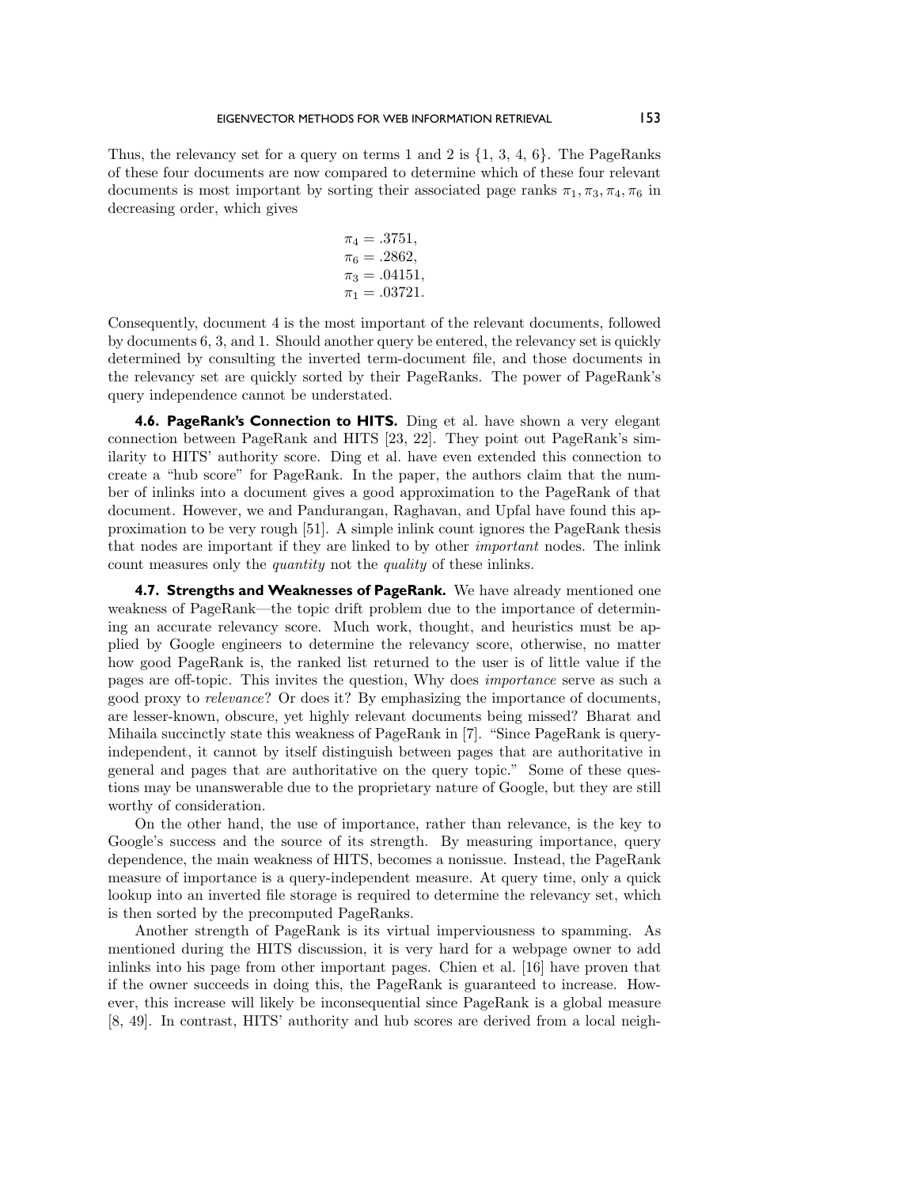Thus, the relevancy set for a query on terms 1 and 2 is {1, 3, 4, 6}. The PageRanks of these four documents are now compared to determine which of these four relevant documents is most important by sorting their associated page ranks $\pi_1, \pi_3, \pi_4, \pi_6$ in decreasing order, which gives

$$
\begin{aligned}
\pi_4 &= .3751, \\
\pi_6 &= .2862, \\
\pi_3 &= .04151, \\
\pi_1 &= .03721.
\end{aligned}
$$

Consequently, document 4 is the most important of the relevant documents, followed by documents 6, 3, and 1. Should another query be entered, the relevancy set is quickly determined by consulting the inverted term-document file, and those documents in the relevancy set are quickly sorted by their PageRanks. The power of PageRank's query independence cannot be understated.

**4.6. PageRank's Connection to HITS.** Ding et al. have shown a very elegant connection between PageRank and HITS [23, 22]. They point out PageRank's similarity to HITS' authority score. Ding et al. have even extended this connection to create a "hub score" for PageRank. In the paper, the authors claim that the number of inlinks into a document gives a good approximation to the PageRank of that document. However, we and Pandurangan, Raghavan, and Upfal have found this approximation to be very rough [51]. A simple inlink count ignores the PageRank thesis that nodes are important if they are linked to by other *important* nodes. The inlink count measures only the *quantity* not the *quality* of these inlinks.

**4.7. Strengths and Weaknesses of PageRank.** We have already mentioned one weakness of PageRank—the topic drift problem due to the importance of determining an accurate relevancy score. Much work, thought, and heuristics must be applied by Google engineers to determine the relevancy score, otherwise, no matter how good PageRank is, the ranked list returned to the user is of little value if the pages are off-topic. This invites the question, Why does *importance* serve as such a good proxy to *relevance*? Or does it? By emphasizing the importance of documents, are lesser-known, obscure, yet highly relevant documents being missed? Bharat and Mihaila succinctly state this weakness of PageRank in [7]. "Since PageRank is query-independent, it cannot by itself distinguish between pages that are authoritative in general and pages that are authoritative on the query topic." Some of these questions may be unanswerable due to the proprietary nature of Google, but they are still worthy of consideration.

On the other hand, the use of importance, rather than relevance, is the key to Google's success and the source of its strength. By measuring importance, query dependence, the main weakness of HITS, becomes a nonissue. Instead, the PageRank measure of importance is a query-independent measure. At query time, only a quick lookup into an inverted file storage is required to determine the relevancy set, which is then sorted by the precomputed PageRanks.

Another strength of PageRank is its virtual imperviousness to spamming. As mentioned during the HITS discussion, it is very hard for a webpage owner to add inlinks into his page from other important pages. Chien et al. [16] have proven that if the owner succeeds in doing this, the PageRank is guaranteed to increase. However, this increase will likely be inconsequential since PageRank is a global measure [8, 49]. In contrast, HITS' authority and hub scores are derived from a local neigh-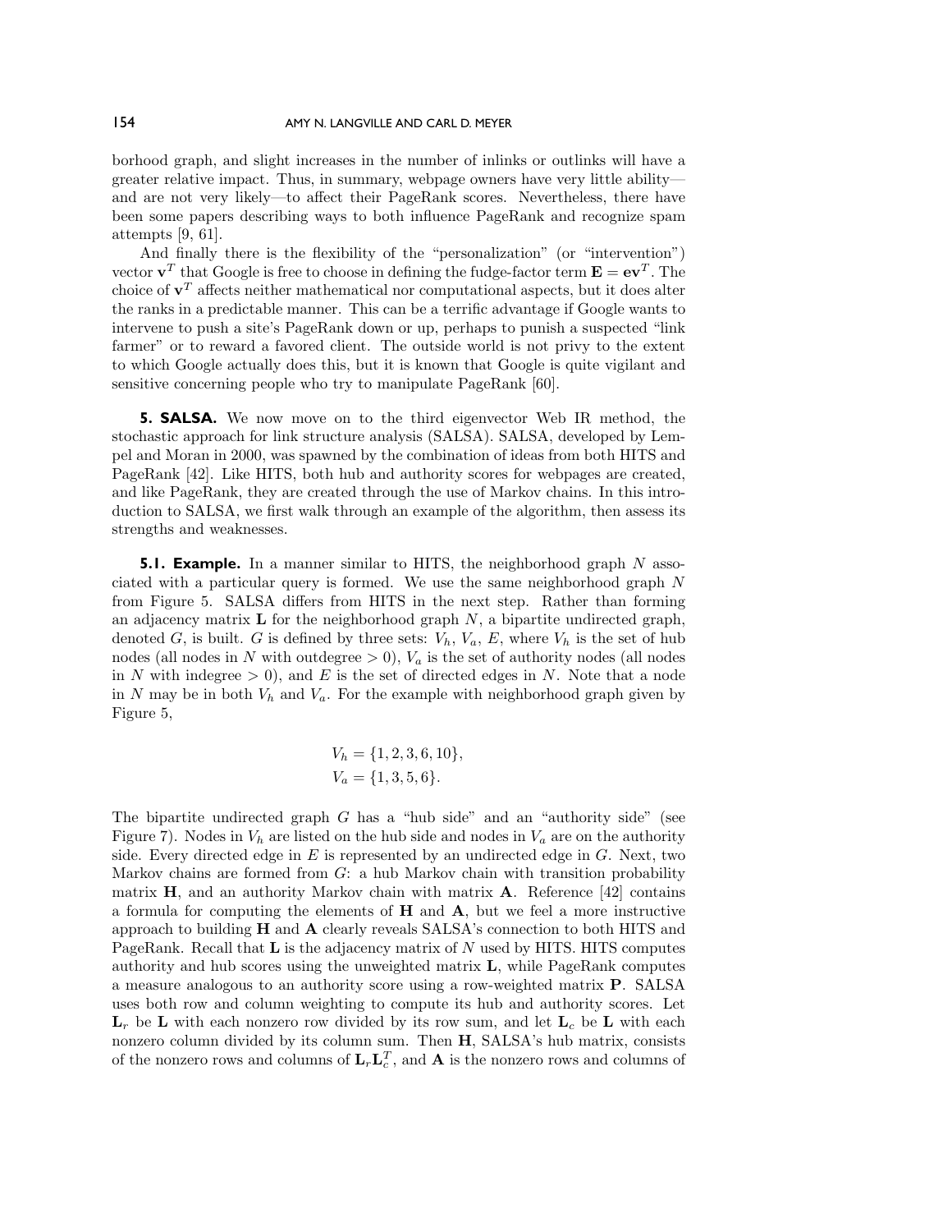borhood graph, and slight increases in the number of inlinks or outlinks will have a greater relative impact. Thus, in summary, webpage owners have very little ability—and are not very likely—to affect their PageRank scores. Nevertheless, there have been some papers describing ways to both influence PageRank and recognize spam attempts [9, 61].

And finally there is the flexibility of the "personalization" (or "intervention") vector $\mathbf{v}^T$ that Google is free to choose in defining the fudge-factor term $\mathbf{E} = \mathbf{e}\mathbf{v}^T$. The choice of $\mathbf{v}^T$ affects neither mathematical nor computational aspects, but it does alter the ranks in a predictable manner. This can be a terrific advantage if Google wants to intervene to push a site's PageRank down or up, perhaps to punish a suspected "link farmer" or to reward a favored client. The outside world is not privy to the extent to which Google actually does this, but it is known that Google is quite vigilant and sensitive concerning people who try to manipulate PageRank [60].

## 5. SALSA.

We now move on to the third eigenvector Web IR method, the stochastic approach for link structure analysis (SALSA). SALSA, developed by Lempel and Moran in 2000, was spawned by the combination of ideas from both HITS and PageRank [42]. Like HITS, both hub and authority scores for webpages are created, and like PageRank, they are created through the use of Markov chains. In this introduction to SALSA, we first walk through an example of the algorithm, then assess its strengths and weaknesses.

### 5.1. Example.

In a manner similar to HITS, the neighborhood graph $N$ associated with a particular query is formed. We use the same neighborhood graph $N$ from Figure 5. SALSA differs from HITS in the next step. Rather than forming an adjacency matrix $\mathbf{L}$ for the neighborhood graph $N$, a bipartite undirected graph, denoted $G$, is built. $G$ is defined by three sets: $V_h$, $V_a$, $E$, where $V_h$ is the set of hub nodes (all nodes in $N$ with outdegree $> 0$), $V_a$ is the set of authority nodes (all nodes in $N$ with indegree $> 0$), and $E$ is the set of directed edges in $N$. Note that a node in $N$ may be in both $V_h$ and $V_a$. For the example with neighborhood graph given by Figure 5,

$$V_h = \{1, 2, 3, 6, 10\},$$
$$V_a = \{1, 3, 5, 6\}.$$

The bipartite undirected graph $G$ has a "hub side" and an "authority side" (see Figure 7). Nodes in $V_h$ are listed on the hub side and nodes in $V_a$ are on the authority side. Every directed edge in $E$ is represented by an undirected edge in $G$. Next, two Markov chains are formed from $G$: a hub Markov chain with transition probability matrix $\mathbf{H}$, and an authority Markov chain with matrix $\mathbf{A}$. Reference [42] contains a formula for computing the elements of $\mathbf{H}$ and $\mathbf{A}$, but we feel a more instructive approach to building $\mathbf{H}$ and $\mathbf{A}$ clearly reveals SALSA's connection to both HITS and PageRank. Recall that $\mathbf{L}$ is the adjacency matrix of $N$ used by HITS. HITS computes authority and hub scores using the unweighted matrix $\mathbf{L}$, while PageRank computes a measure analogous to an authority score using a row-weighted matrix $\mathbf{P}$. SALSA uses both row and column weighting to compute its hub and authority scores. Let $\mathbf{L}_r$ be $\mathbf{L}$ with each nonzero row divided by its row sum, and let $\mathbf{L}_c$ be $\mathbf{L}$ with each nonzero column divided by its column sum. Then $\mathbf{H}$, SALSA's hub matrix, consists of the nonzero rows and columns of $\mathbf{L}_r\mathbf{L}_c^T$, and $\mathbf{A}$ is the nonzero rows and columns of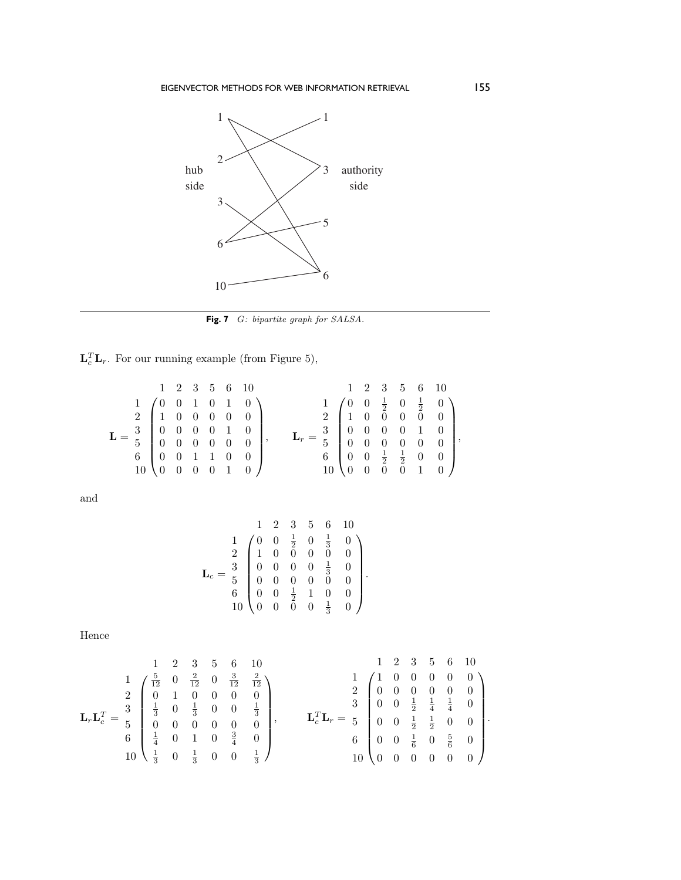**Fig. 7** *G: bipartite graph for SALSA.*

$\mathbf{L}_c^T \mathbf{L}_r$. For our running example (from Figure 5),

$$
\mathbf{L} = \begin{array}{c} \\ 1 \\ 2 \\ 3 \\ 5 \\ 6 \\ 10 \end{array}
\begin{array}{c}
\begin{array}{cccccc} 1 & 2 & 3 & 5 & 6 & 10 \end{array} \\
\begin{pmatrix}
0 & 0 & 1 & 0 & 1 & 0 \\
1 & 0 & 0 & 0 & 0 & 0 \\
0 & 0 & 0 & 0 & 1 & 0 \\
0 & 0 & 0 & 0 & 0 & 0 \\
0 & 0 & 1 & 1 & 0 & 0 \\
0 & 0 & 0 & 0 & 1 & 0
\end{pmatrix}
\end{array}, \qquad
\mathbf{L}_r = \begin{array}{c} \\ 1 \\ 2 \\ 3 \\ 5 \\ 6 \\ 10 \end{array}
\begin{array}{c}
\begin{array}{cccccc} 1 & 2 & 3 & 5 & 6 & 10 \end{array} \\
\begin{pmatrix}
0 & 0 & \frac{1}{2} & 0 & \frac{1}{2} & 0 \\
1 & 0 & 0 & 0 & 0 & 0 \\
0 & 0 & 0 & 0 & 1 & 0 \\
0 & 0 & 0 & 0 & 0 & 0 \\
0 & 0 & \frac{1}{2} & \frac{1}{2} & 0 & 0 \\
0 & 0 & 0 & 0 & 1 & 0
\end{pmatrix}
\end{array},
$$

and

$$
\mathbf{L}_c = \begin{array}{c} \\ 1 \\ 2 \\ 3 \\ 5 \\ 6 \\ 10 \end{array}
\begin{array}{c}
\begin{array}{cccccc} 1 & 2 & 3 & 5 & 6 & 10 \end{array} \\
\begin{pmatrix}
0 & 0 & \frac{1}{2} & 0 & \frac{1}{3} & 0 \\
1 & 0 & 0 & 0 & 0 & 0 \\
0 & 0 & 0 & 0 & \frac{1}{3} & 0 \\
0 & 0 & 0 & 0 & 0 & 0 \\
0 & 0 & \frac{1}{2} & 1 & 0 & 0 \\
0 & 0 & 0 & 0 & \frac{1}{3} & 0
\end{pmatrix}
\end{array}.
$$

Hence

$$
\mathbf{L}_r \mathbf{L}_c^T = \begin{array}{c} \\ 1 \\ 2 \\ 3 \\ 5 \\ 6 \\ 10 \end{array}
\begin{array}{c}
\begin{array}{cccccc} 1 & 2 & 3 & 5 & 6 & 10 \end{array} \\
\begin{pmatrix}
\frac{5}{12} & 0 & \frac{2}{12} & 0 & \frac{3}{12} & \frac{2}{12} \\
0 & 1 & 0 & 0 & 0 & 0 \\
\frac{1}{3} & 0 & \frac{1}{3} & 0 & 0 & \frac{1}{3} \\
0 & 0 & 0 & 0 & 0 & 0 \\
\frac{1}{4} & 0 & 1 & 0 & \frac{3}{4} & 0 \\
\frac{1}{3} & 0 & \frac{1}{3} & 0 & 0 & \frac{1}{3}
\end{pmatrix}
\end{array}, \qquad
\mathbf{L}_c^T \mathbf{L}_r = \begin{array}{c} \\ 1 \\ 2 \\ 3 \\ 5 \\ 6 \\ 10 \end{array}
\begin{array}{c}
\begin{array}{cccccc} 1 & 2 & 3 & 5 & 6 & 10 \end{array} \\
\begin{pmatrix}
1 & 0 & 0 & 0 & 0 & 0 \\
0 & 0 & 0 & 0 & 0 & 0 \\
0 & 0 & \frac{1}{2} & \frac{1}{4} & \frac{1}{4} & 0 \\
0 & 0 & \frac{1}{2} & \frac{1}{2} & 0 & 0 \\
0 & 0 & \frac{1}{6} & 0 & \frac{5}{6} & 0 \\
0 & 0 & 0 & 0 & 0 & 0
\end{pmatrix}
\end{array}.
$$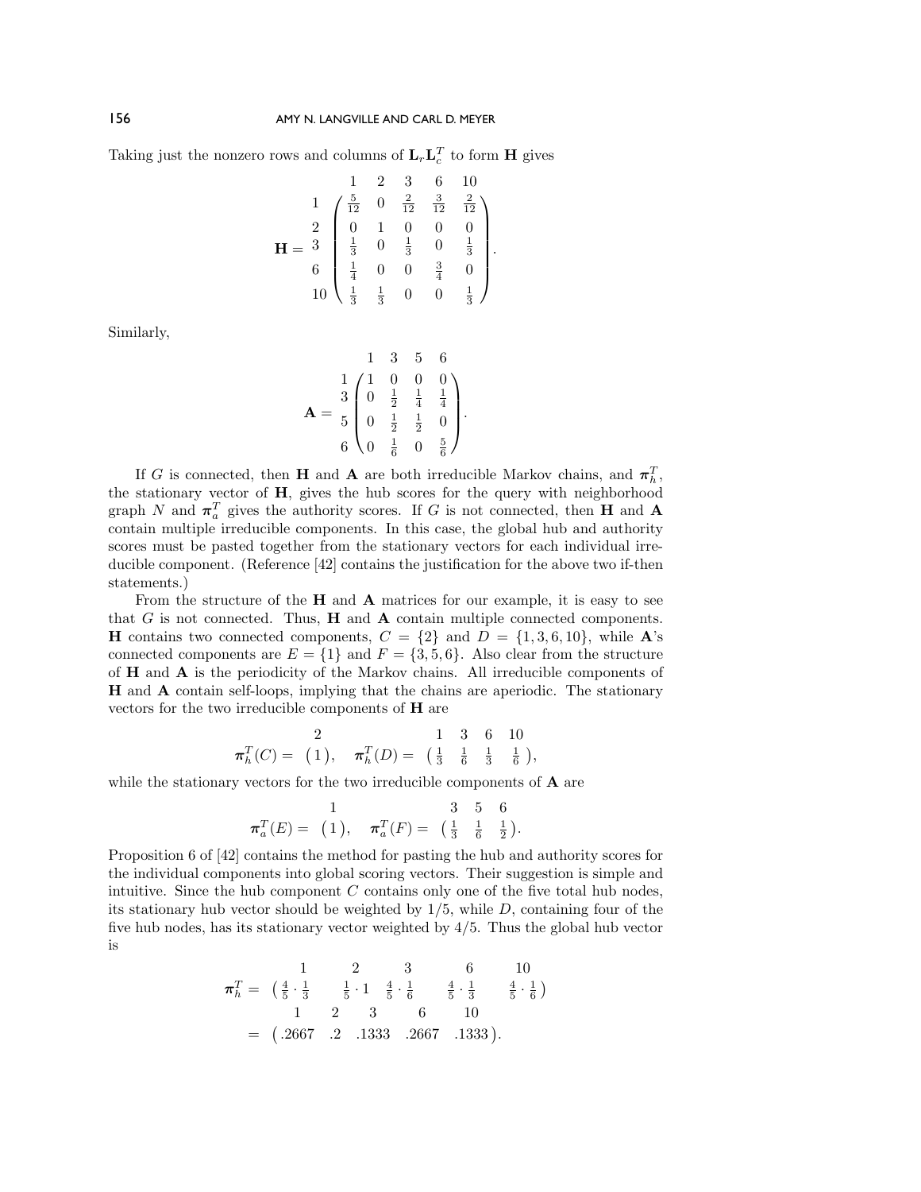Taking just the nonzero rows and columns of $\mathbf{L}_r\mathbf{L}_c^T$ to form $\mathbf{H}$ gives

$$
\mathbf{H} = \begin{array}{c} \\ 1 \\ 2 \\ 3 \\ 6 \\ 10 \end{array}
\begin{array}{c}
\begin{array}{ccccc} 1 & 2 & 3 & 6 & 10 \end{array} \\
\begin{pmatrix}
\frac{5}{12} & 0 & \frac{2}{12} & \frac{3}{12} & \frac{2}{12} \\
0 & 1 & 0 & 0 & 0 \\
\frac{1}{3} & 0 & \frac{1}{3} & 0 & \frac{1}{3} \\
\frac{1}{4} & 0 & 0 & \frac{3}{4} & 0 \\
\frac{1}{3} & \frac{1}{3} & 0 & 0 & \frac{1}{3}
\end{pmatrix}
\end{array}.
$$

Similarly,

$$
\mathbf{A} = \begin{array}{c} \\ 1 \\ 3 \\ 5 \\ 6 \end{array}
\begin{array}{c}
\begin{array}{cccc} 1 & 3 & 5 & 6 \end{array} \\
\begin{pmatrix}
1 & 0 & 0 & 0 \\
0 & \frac{1}{2} & \frac{1}{4} & \frac{1}{4} \\
0 & \frac{1}{2} & \frac{1}{2} & 0 \\
0 & \frac{1}{6} & 0 & \frac{5}{6}
\end{pmatrix}
\end{array}.
$$

If $G$ is connected, then $\mathbf{H}$ and $\mathbf{A}$ are both irreducible Markov chains, and $\boldsymbol{\pi}_h^T$, the stationary vector of $\mathbf{H}$, gives the hub scores for the query with neighborhood graph $N$ and $\boldsymbol{\pi}_a^T$ gives the authority scores. If $G$ is not connected, then $\mathbf{H}$ and $\mathbf{A}$ contain multiple irreducible components. In this case, the global hub and authority scores must be pasted together from the stationary vectors for each individual irreducible component. (Reference [42] contains the justification for the above two if-then statements.)

From the structure of the $\mathbf{H}$ and $\mathbf{A}$ matrices for our example, it is easy to see that $G$ is not connected. Thus, $\mathbf{H}$ and $\mathbf{A}$ contain multiple connected components. $\mathbf{H}$ contains two connected components, $C = \{2\}$ and $D = \{1, 3, 6, 10\}$, while $\mathbf{A}$'s connected components are $E = \{1\}$ and $F = \{3, 5, 6\}$. Also clear from the structure of $\mathbf{H}$ and $\mathbf{A}$ is the periodicity of the Markov chains. All irreducible components of $\mathbf{H}$ and $\mathbf{A}$ contain self-loops, implying that the chains are aperiodic. The stationary vectors for the two irreducible components of $\mathbf{H}$ are

$$
\boldsymbol{\pi}_h^T(C) = \begin{array}{c} 2 \\ \begin{pmatrix} 1 \end{pmatrix} \end{array}, \quad
\boldsymbol{\pi}_h^T(D) = \begin{array}{c} \begin{array}{cccc} 1 & 3 & 6 & 10 \end{array} \\ \begin{pmatrix} \frac{1}{3} & \frac{1}{6} & \frac{1}{3} & \frac{1}{6} \end{pmatrix} \end{array},
$$

while the stationary vectors for the two irreducible components of $\mathbf{A}$ are

$$
\boldsymbol{\pi}_a^T(E) = \begin{array}{c} 1 \\ \begin{pmatrix} 1 \end{pmatrix} \end{array}, \quad
\boldsymbol{\pi}_a^T(F) = \begin{array}{c} \begin{array}{ccc} 3 & 5 & 6 \end{array} \\ \begin{pmatrix} \frac{1}{3} & \frac{1}{6} & \frac{1}{2} \end{pmatrix} \end{array}.
$$

Proposition 6 of [42] contains the method for pasting the hub and authority scores for the individual components into global scoring vectors. Their suggestion is simple and intuitive. Since the hub component $C$ contains only one of the five total hub nodes, its stationary hub vector should be weighted by $1/5$, while $D$, containing four of the five hub nodes, has its stationary vector weighted by $4/5$. Thus the global hub vector is

$$
\begin{aligned}
\boldsymbol{\pi}_h^T &= \begin{array}{c} \begin{array}{ccccc} 1 & 2 & 3 & 6 & 10 \end{array} \\ \begin{pmatrix} \frac{4}{5}\cdot\frac{1}{3} & \frac{1}{5}\cdot 1 & \frac{4}{5}\cdot\frac{1}{6} & \frac{4}{5}\cdot\frac{1}{3} & \frac{4}{5}\cdot\frac{1}{6} \end{pmatrix} \end{array} \\
&= \begin{array}{c} \begin{array}{ccccc} 1 & 2 & 3 & 6 & 10 \end{array} \\ \begin{pmatrix} .2667 & .2 & .1333 & .2667 & .1333 \end{pmatrix} \end{array}.
\end{aligned}
$$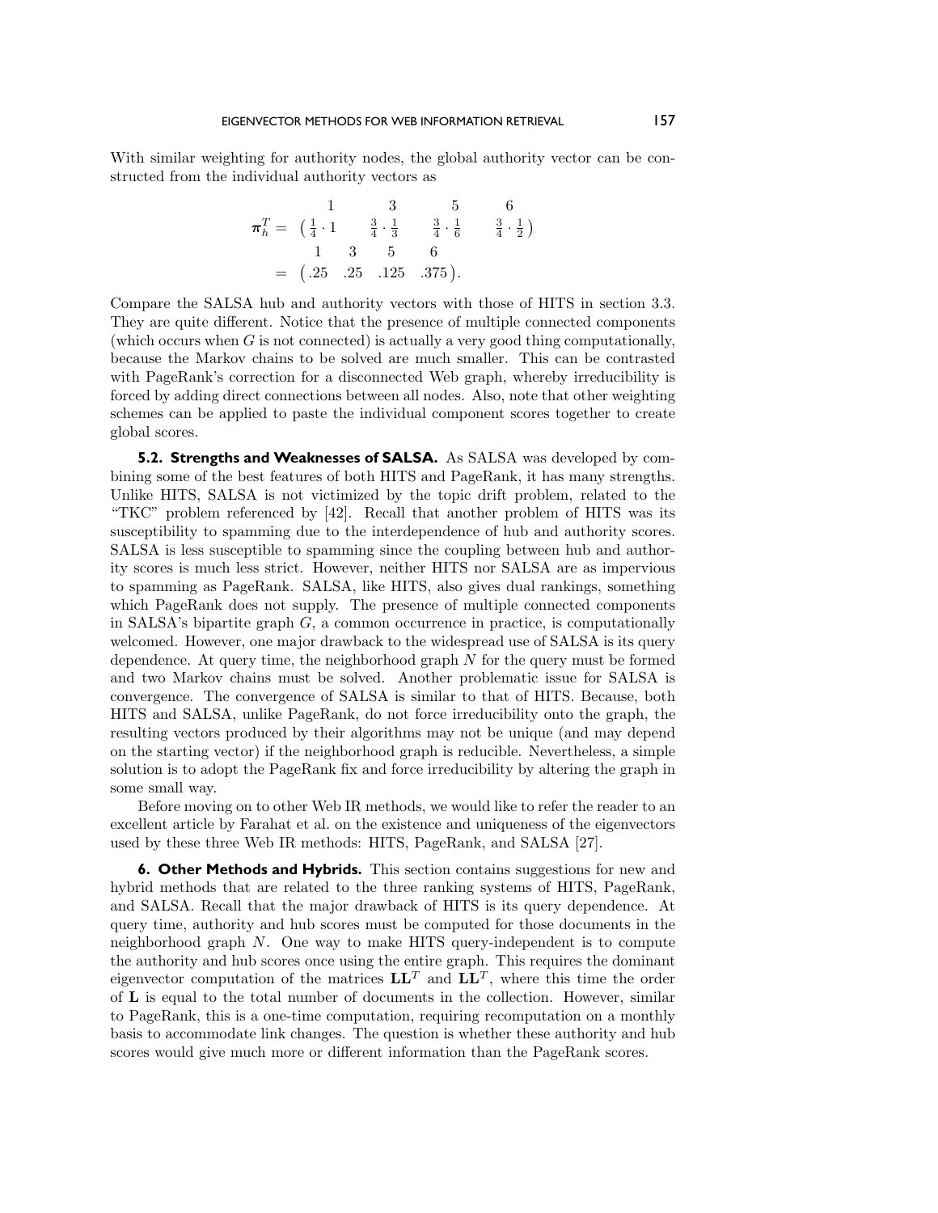With similar weighting for authority nodes, the global authority vector can be constructed from the individual authority vectors as

$$
\begin{aligned}
\boldsymbol{\pi}_h^T &= \begin{pmatrix} \overset{1}{\frac{1}{4}\cdot 1} & \overset{3}{\frac{3}{4}\cdot\frac{1}{3}} & \overset{5}{\frac{3}{4}\cdot\frac{1}{6}} & \overset{6}{\frac{3}{4}\cdot\frac{1}{2}} \end{pmatrix} \\
&= \begin{pmatrix} \overset{1}{.25} & \overset{3}{.25} & \overset{5}{.125} & \overset{6}{.375} \end{pmatrix}.
\end{aligned}
$$

Compare the SALSA hub and authority vectors with those of HITS in section 3.3. They are quite different. Notice that the presence of multiple connected components (which occurs when $G$ is not connected) is actually a very good thing computationally, because the Markov chains to be solved are much smaller. This can be contrasted with PageRank's correction for a disconnected Web graph, whereby irreducibility is forced by adding direct connections between all nodes. Also, note that other weighting schemes can be applied to paste the individual component scores together to create global scores.

**5.2. Strengths and Weaknesses of SALSA.** As SALSA was developed by combining some of the best features of both HITS and PageRank, it has many strengths. Unlike HITS, SALSA is not victimized by the topic drift problem, related to the "TKC" problem referenced by [42]. Recall that another problem of HITS was its susceptibility to spamming due to the interdependence of hub and authority scores. SALSA is less susceptible to spamming since the coupling between hub and authority scores is much less strict. However, neither HITS nor SALSA are as impervious to spamming as PageRank. SALSA, like HITS, also gives dual rankings, something which PageRank does not supply. The presence of multiple connected components in SALSA's bipartite graph $G$, a common occurrence in practice, is computationally welcomed. However, one major drawback to the widespread use of SALSA is its query dependence. At query time, the neighborhood graph $N$ for the query must be formed and two Markov chains must be solved. Another problematic issue for SALSA is convergence. The convergence of SALSA is similar to that of HITS. Because, both HITS and SALSA, unlike PageRank, do not force irreducibility onto the graph, the resulting vectors produced by their algorithms may not be unique (and may depend on the starting vector) if the neighborhood graph is reducible. Nevertheless, a simple solution is to adopt the PageRank fix and force irreducibility by altering the graph in some small way.

Before moving on to other Web IR methods, we would like to refer the reader to an excellent article by Farahat et al. on the existence and uniqueness of the eigenvectors used by these three Web IR methods: HITS, PageRank, and SALSA [27].

## 6. Other Methods and Hybrids.

This section contains suggestions for new and hybrid methods that are related to the three ranking systems of HITS, PageRank, and SALSA. Recall that the major drawback of HITS is its query dependence. At query time, authority and hub scores must be computed for those documents in the neighborhood graph $N$. One way to make HITS query-independent is to compute the authority and hub scores once using the entire graph. This requires the dominant eigenvector computation of the matrices $\mathbf{L}\mathbf{L}^T$ and $\mathbf{L}\mathbf{L}^T$, where this time the order of $\mathbf{L}$ is equal to the total number of documents in the collection. However, similar to PageRank, this is a one-time computation, requiring recomputation on a monthly basis to accommodate link changes. The question is whether these authority and hub scores would give much more or different information than the PageRank scores.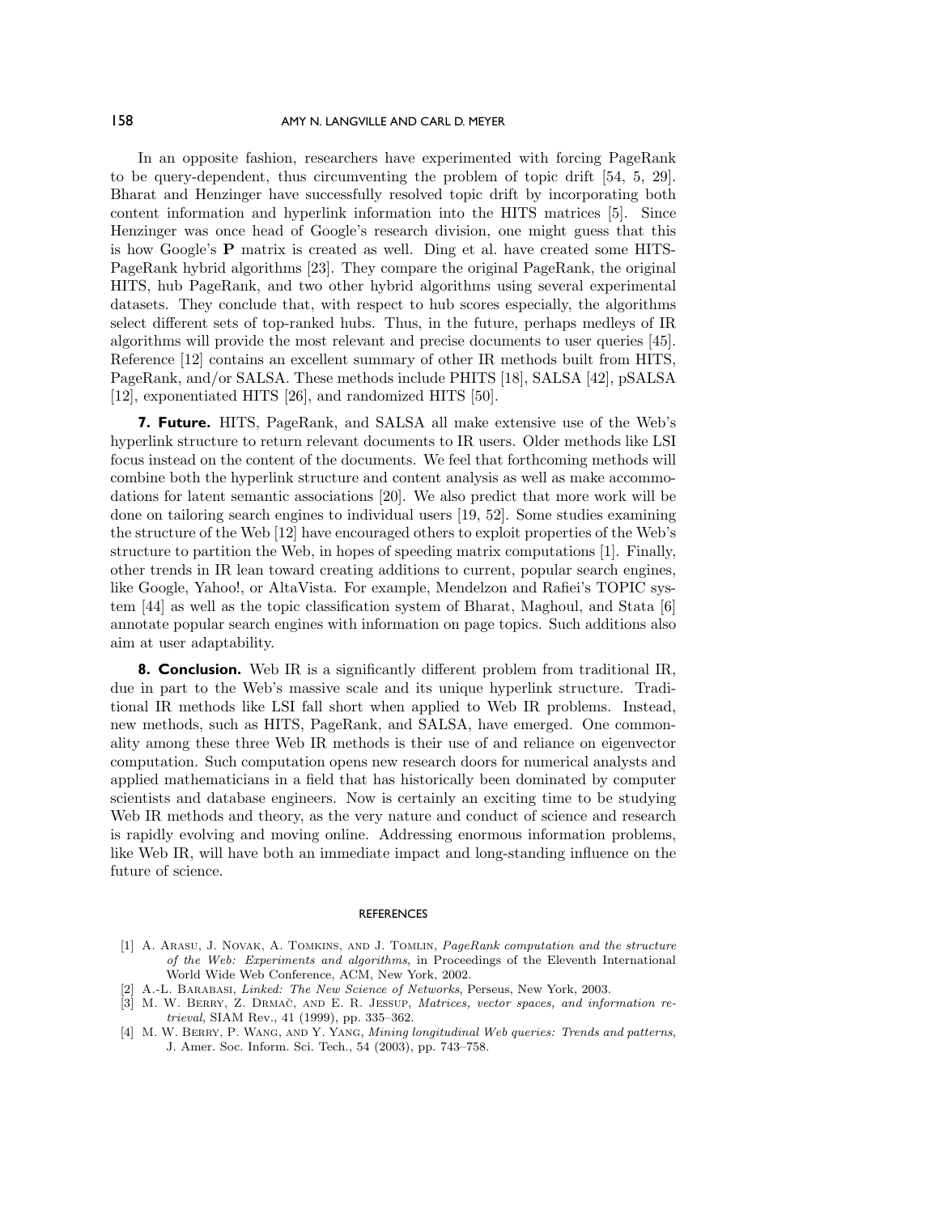In an opposite fashion, researchers have experimented with forcing PageRank to be query-dependent, thus circumventing the problem of topic drift [54, 5, 29]. Bharat and Henzinger have successfully resolved topic drift by incorporating both content information and hyperlink information into the HITS matrices [5]. Since Henzinger was once head of Google's research division, one might guess that this is how Google's $\mathbf{P}$ matrix is created as well. Ding et al. have created some HITS-PageRank hybrid algorithms [23]. They compare the original PageRank, the original HITS, hub PageRank, and two other hybrid algorithms using several experimental datasets. They conclude that, with respect to hub scores especially, the algorithms select different sets of top-ranked hubs. Thus, in the future, perhaps medleys of IR algorithms will provide the most relevant and precise documents to user queries [45]. Reference [12] contains an excellent summary of other IR methods built from HITS, PageRank, and/or SALSA. These methods include PHITS [18], SALSA [42], pSALSA [12], exponentiated HITS [26], and randomized HITS [50].

## 7. Future.

HITS, PageRank, and SALSA all make extensive use of the Web's hyperlink structure to return relevant documents to IR users. Older methods like LSI focus instead on the content of the documents. We feel that forthcoming methods will combine both the hyperlink structure and content analysis as well as make accommodations for latent semantic associations [20]. We also predict that more work will be done on tailoring search engines to individual users [19, 52]. Some studies examining the structure of the Web [12] have encouraged others to exploit properties of the Web's structure to partition the Web, in hopes of speeding matrix computations [1]. Finally, other trends in IR lean toward creating additions to current, popular search engines, like Google, Yahoo!, or AltaVista. For example, Mendelzon and Rafiei's TOPIC system [44] as well as the topic classification system of Bharat, Maghoul, and Stata [6] annotate popular search engines with information on page topics. Such additions also aim at user adaptability.

## 8. Conclusion.

Web IR is a significantly different problem from traditional IR, due in part to the Web's massive scale and its unique hyperlink structure. Traditional IR methods like LSI fall short when applied to Web IR problems. Instead, new methods, such as HITS, PageRank, and SALSA, have emerged. One commonality among these three Web IR methods is their use of and reliance on eigenvector computation. Such computation opens new research doors for numerical analysts and applied mathematicians in a field that has historically been dominated by computer scientists and database engineers. Now is certainly an exciting time to be studying Web IR methods and theory, as the very nature and conduct of science and research is rapidly evolving and moving online. Addressing enormous information problems, like Web IR, will have both an immediate impact and long-standing influence on the future of science.

## REFERENCES

[1] A. Arasu, J. Novak, A. Tomkins, and J. Tomlin, *PageRank computation and the structure of the Web: Experiments and algorithms*, in Proceedings of the Eleventh International World Wide Web Conference, ACM, New York, 2002.

[2] A.-L. Barabasi, *Linked: The New Science of Networks*, Perseus, New York, 2003.

[3] M. W. Berry, Z. Drmač, and E. R. Jessup, *Matrices, vector spaces, and information retrieval*, SIAM Rev., 41 (1999), pp. 335–362.

[4] M. W. Berry, P. Wang, and Y. Yang, *Mining longitudinal Web queries: Trends and patterns*, J. Amer. Soc. Inform. Sci. Tech., 54 (2003), pp. 743–758.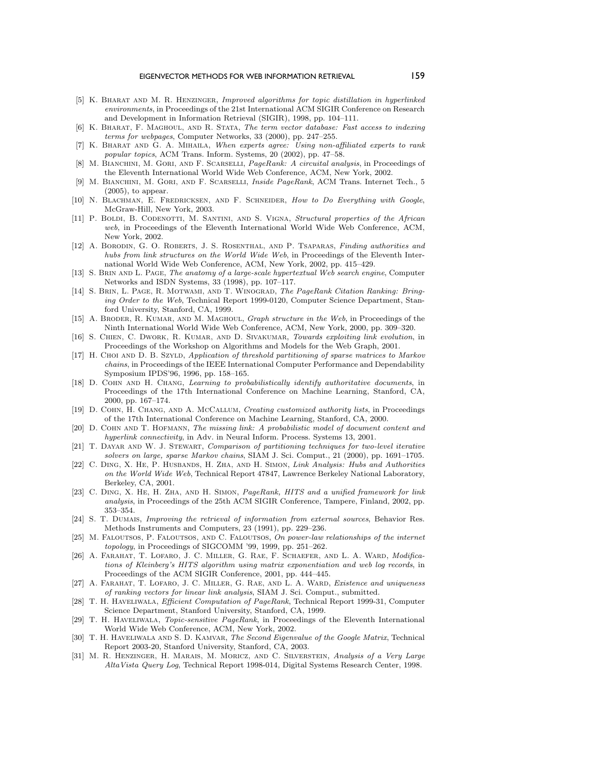[5] K. Bharat and M. R. Henzinger, *Improved algorithms for topic distillation in hyperlinked environments*, in Proceedings of the 21st International ACM SIGIR Conference on Research and Development in Information Retrieval (SIGIR), 1998, pp. 104–111.

[6] K. Bharat, F. Maghoul, and R. Stata, *The term vector database: Fast access to indexing terms for webpages*, Computer Networks, 33 (2000), pp. 247–255.

[7] K. Bharat and G. A. Mihaila, *When experts agree: Using non-affiliated experts to rank popular topics*, ACM Trans. Inform. Systems, 20 (2002), pp. 47–58.

[8] M. Bianchini, M. Gori, and F. Scarselli, *PageRank: A circuital analysis*, in Proceedings of the Eleventh International World Wide Web Conference, ACM, New York, 2002.

[9] M. Bianchini, M. Gori, and F. Scarselli, *Inside PageRank*, ACM Trans. Internet Tech., 5 (2005), to appear.

[10] N. Blachman, E. Fredricksen, and F. Schneider, *How to Do Everything with Google*, McGraw-Hill, New York, 2003.

[11] P. Boldi, B. Codenotti, M. Santini, and S. Vigna, *Structural properties of the African web*, in Proceedings of the Eleventh International World Wide Web Conference, ACM, New York, 2002.

[12] A. Borodin, G. O. Roberts, J. S. Rosenthal, and P. Tsaparas, *Finding authorities and hubs from link structures on the World Wide Web*, in Proceedings of the Eleventh International World Wide Web Conference, ACM, New York, 2002, pp. 415–429.

[13] S. Brin and L. Page, *The anatomy of a large-scale hypertextual Web search engine*, Computer Networks and ISDN Systems, 33 (1998), pp. 107–117.

[14] S. Brin, L. Page, R. Motwami, and T. Winograd, *The PageRank Citation Ranking: Bringing Order to the Web*, Technical Report 1999-0120, Computer Science Department, Stanford University, Stanford, CA, 1999.

[15] A. Broder, R. Kumar, and M. Maghoul, *Graph structure in the Web*, in Proceedings of the Ninth International World Wide Web Conference, ACM, New York, 2000, pp. 309–320.

[16] S. Chien, C. Dwork, R. Kumar, and D. Sivakumar, *Towards exploiting link evolution*, in Proceedings of the Workshop on Algorithms and Models for the Web Graph, 2001.

[17] H. Choi and D. B. Szyld, *Application of threshold partitioning of sparse matrices to Markov chains*, in Proceedings of the IEEE International Computer Performance and Dependability Symposium IPDS'96, 1996, pp. 158–165.

[18] D. Cohn and H. Chang, *Learning to probabilistically identify authoritative documents*, in Proceedings of the 17th International Conference on Machine Learning, Stanford, CA, 2000, pp. 167–174.

[19] D. Cohn, H. Chang, and A. McCallum, *Creating customized authority lists*, in Proceedings of the 17th International Conference on Machine Learning, Stanford, CA, 2000.

[20] D. Cohn and T. Hofmann, *The missing link: A probabilistic model of document content and hyperlink connectivity*, in Adv. in Neural Inform. Process. Systems 13, 2001.

[21] T. Dayar and W. J. Stewart, *Comparison of partitioning techniques for two-level iterative solvers on large, sparse Markov chains*, SIAM J. Sci. Comput., 21 (2000), pp. 1691–1705.

[22] C. Ding, X. He, P. Husbands, H. Zha, and H. Simon, *Link Analysis: Hubs and Authorities on the World Wide Web*, Technical Report 47847, Lawrence Berkeley National Laboratory, Berkeley, CA, 2001.

[23] C. Ding, X. He, H. Zha, and H. Simon, *PageRank, HITS and a unified framework for link analysis*, in Proceedings of the 25th ACM SIGIR Conference, Tampere, Finland, 2002, pp. 353–354.

[24] S. T. Dumais, *Improving the retrieval of information from external sources*, Behavior Res. Methods Instruments and Computers, 23 (1991), pp. 229–236.

[25] M. Faloutsos, P. Faloutsos, and C. Faloutsos, *On power-law relationships of the internet topology*, in Proceedings of SIGCOMM '99, 1999, pp. 251–262.

[26] A. Farahat, T. Lofaro, J. C. Miller, G. Rae, F. Schaefer, and L. A. Ward, *Modifications of Kleinberg's HITS algorithm using matrix exponentiation and web log records*, in Proceedings of the ACM SIGIR Conference, 2001, pp. 444–445.

[27] A. Farahat, T. Lofaro, J. C. Miller, G. Rae, and L. A. Ward, *Existence and uniqueness of ranking vectors for linear link analysis*, SIAM J. Sci. Comput., submitted.

[28] T. H. Haveliwala, *Efficient Computation of PageRank*, Technical Report 1999-31, Computer Science Department, Stanford University, Stanford, CA, 1999.

[29] T. H. Haveliwala, *Topic-sensitive PageRank*, in Proceedings of the Eleventh International World Wide Web Conference, ACM, New York, 2002.

[30] T. H. Haveliwala and S. D. Kamvar, *The Second Eigenvalue of the Google Matrix*, Technical Report 2003-20, Stanford University, Stanford, CA, 2003.

[31] M. R. Henzinger, H. Marais, M. Moricz, and C. Silverstein, *Analysis of a Very Large AltaVista Query Log*, Technical Report 1998-014, Digital Systems Research Center, 1998.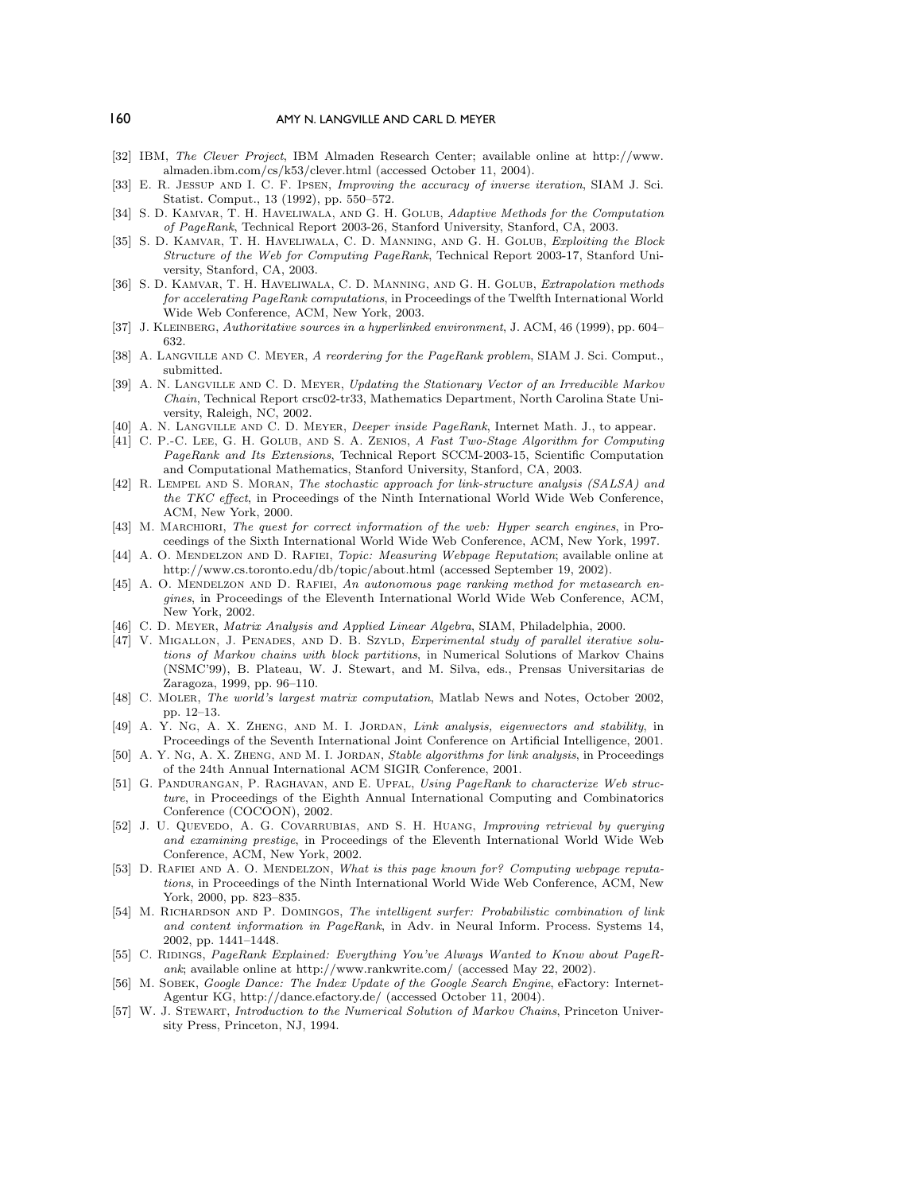[32] IBM, *The Clever Project*, IBM Almaden Research Center; available online at http://www.almaden.ibm.com/cs/k53/clever.html (accessed October 11, 2004).

[33] E. R. Jessup and I. C. F. Ipsen, *Improving the accuracy of inverse iteration*, SIAM J. Sci. Statist. Comput., 13 (1992), pp. 550–572.

[34] S. D. Kamvar, T. H. Haveliwala, and G. H. Golub, *Adaptive Methods for the Computation of PageRank*, Technical Report 2003-26, Stanford University, Stanford, CA, 2003.

[35] S. D. Kamvar, T. H. Haveliwala, C. D. Manning, and G. H. Golub, *Exploiting the Block Structure of the Web for Computing PageRank*, Technical Report 2003-17, Stanford University, Stanford, CA, 2003.

[36] S. D. Kamvar, T. H. Haveliwala, C. D. Manning, and G. H. Golub, *Extrapolation methods for accelerating PageRank computations*, in Proceedings of the Twelfth International World Wide Web Conference, ACM, New York, 2003.

[37] J. Kleinberg, *Authoritative sources in a hyperlinked environment*, J. ACM, 46 (1999), pp. 604–632.

[38] A. Langville and C. Meyer, *A reordering for the PageRank problem*, SIAM J. Sci. Comput., submitted.

[39] A. N. Langville and C. D. Meyer, *Updating the Stationary Vector of an Irreducible Markov Chain*, Technical Report crsc02-tr33, Mathematics Department, North Carolina State University, Raleigh, NC, 2002.

[40] A. N. Langville and C. D. Meyer, *Deeper inside PageRank*, Internet Math. J., to appear.

[41] C. P.-C. Lee, G. H. Golub, and S. A. Zenios, *A Fast Two-Stage Algorithm for Computing PageRank and Its Extensions*, Technical Report SCCM-2003-15, Scientific Computation and Computational Mathematics, Stanford University, Stanford, CA, 2003.

[42] R. Lempel and S. Moran, *The stochastic approach for link-structure analysis (SALSA) and the TKC effect*, in Proceedings of the Ninth International World Wide Web Conference, ACM, New York, 2000.

[43] M. Marchiori, *The quest for correct information of the web: Hyper search engines*, in Proceedings of the Sixth International World Wide Web Conference, ACM, New York, 1997.

[44] A. O. Mendelzon and D. Rafiei, *Topic: Measuring Webpage Reputation*; available online at http://www.cs.toronto.edu/db/topic/about.html (accessed September 19, 2002).

[45] A. O. Mendelzon and D. Rafiei, *An autonomous page ranking method for metasearch engines*, in Proceedings of the Eleventh International World Wide Web Conference, ACM, New York, 2002.

[46] C. D. Meyer, *Matrix Analysis and Applied Linear Algebra*, SIAM, Philadelphia, 2000.

[47] V. Migallon, J. Penades, and D. B. Szyld, *Experimental study of parallel iterative solutions of Markov chains with block partitions*, in Numerical Solutions of Markov Chains (NSMC'99), B. Plateau, W. J. Stewart, and M. Silva, eds., Prensas Universitarias de Zaragoza, 1999, pp. 96–110.

[48] C. Moler, *The world's largest matrix computation*, Matlab News and Notes, October 2002, pp. 12–13.

[49] A. Y. Ng, A. X. Zheng, and M. I. Jordan, *Link analysis, eigenvectors and stability*, in Proceedings of the Seventh International Joint Conference on Artificial Intelligence, 2001.

[50] A. Y. Ng, A. X. Zheng, and M. I. Jordan, *Stable algorithms for link analysis*, in Proceedings of the 24th Annual International ACM SIGIR Conference, 2001.

[51] G. Pandurangan, P. Raghavan, and E. Upfal, *Using PageRank to characterize Web structure*, in Proceedings of the Eighth Annual International Computing and Combinatorics Conference (COCOON), 2002.

[52] J. U. Quevedo, A. G. Covarrubias, and S. H. Huang, *Improving retrieval by querying and examining prestige*, in Proceedings of the Eleventh International World Wide Web Conference, ACM, New York, 2002.

[53] D. Rafiei and A. O. Mendelzon, *What is this page known for? Computing webpage reputations*, in Proceedings of the Ninth International World Wide Web Conference, ACM, New York, 2000, pp. 823–835.

[54] M. Richardson and P. Domingos, *The intelligent surfer: Probabilistic combination of link and content information in PageRank*, in Adv. in Neural Inform. Process. Systems 14, 2002, pp. 1441–1448.

[55] C. Ridings, *PageRank Explained: Everything You've Always Wanted to Know about PageRank*; available online at http://www.rankwrite.com/ (accessed May 22, 2002).

[56] M. Sobek, *Google Dance: The Index Update of the Google Search Engine*, eFactory: Internet-Agentur KG, http://dance.efactory.de/ (accessed October 11, 2004).

[57] W. J. Stewart, *Introduction to the Numerical Solution of Markov Chains*, Princeton University Press, Princeton, NJ, 1994.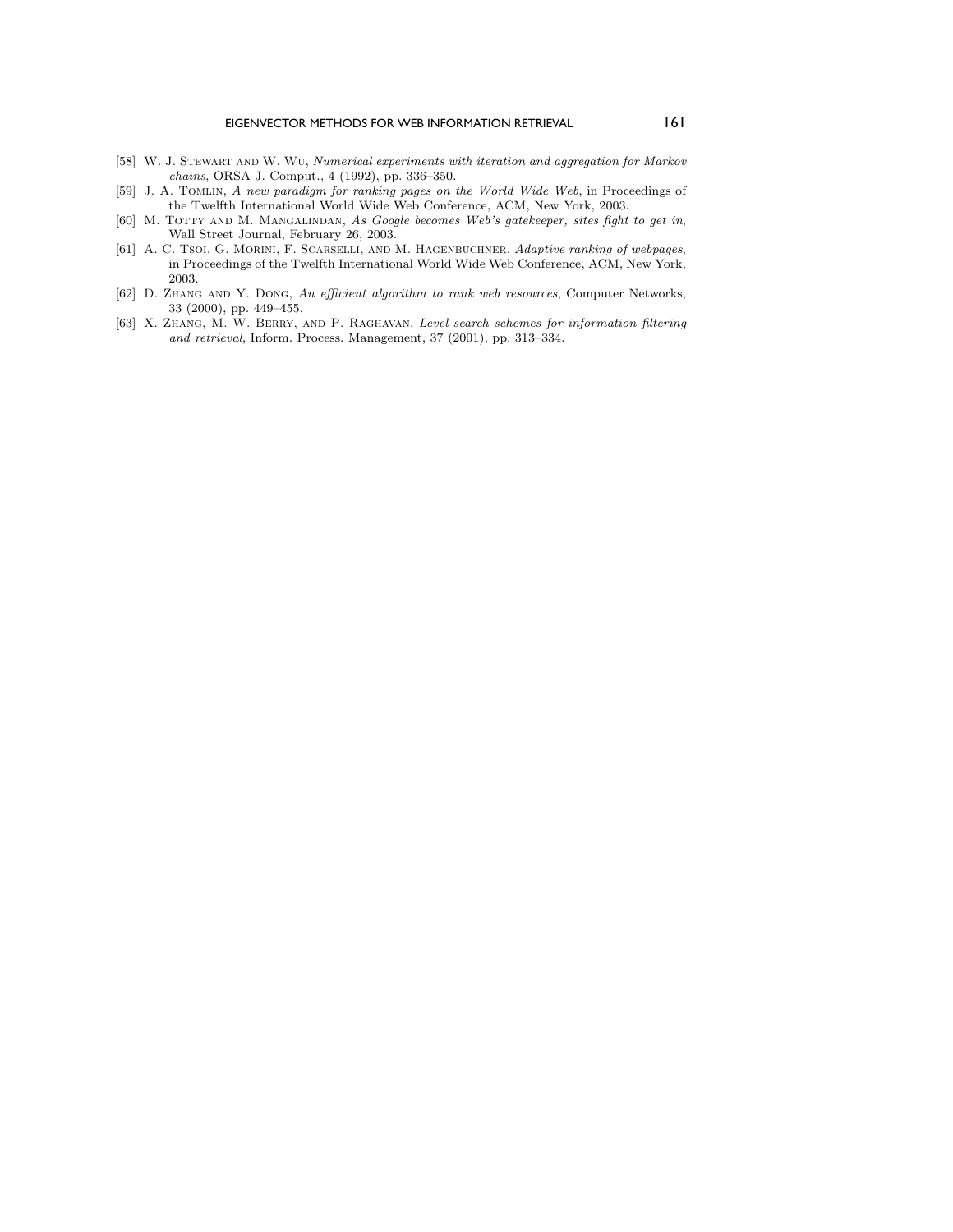[58] W. J. Stewart and W. Wu, *Numerical experiments with iteration and aggregation for Markov chains*, ORSA J. Comput., 4 (1992), pp. 336–350.

[59] J. A. Tomlin, *A new paradigm for ranking pages on the World Wide Web*, in Proceedings of the Twelfth International World Wide Web Conference, ACM, New York, 2003.

[60] M. Totty and M. Mangalindan, *As Google becomes Web's gatekeeper, sites fight to get in*, Wall Street Journal, February 26, 2003.

[61] A. C. Tsoi, G. Morini, F. Scarselli, and M. Hagenbuchner, *Adaptive ranking of webpages*, in Proceedings of the Twelfth International World Wide Web Conference, ACM, New York, 2003.

[62] D. Zhang and Y. Dong, *An efficient algorithm to rank web resources*, Computer Networks, 33 (2000), pp. 449–455.

[63] X. Zhang, M. W. Berry, and P. Raghavan, *Level search schemes for information filtering and retrieval*, Inform. Process. Management, 37 (2001), pp. 313–334.